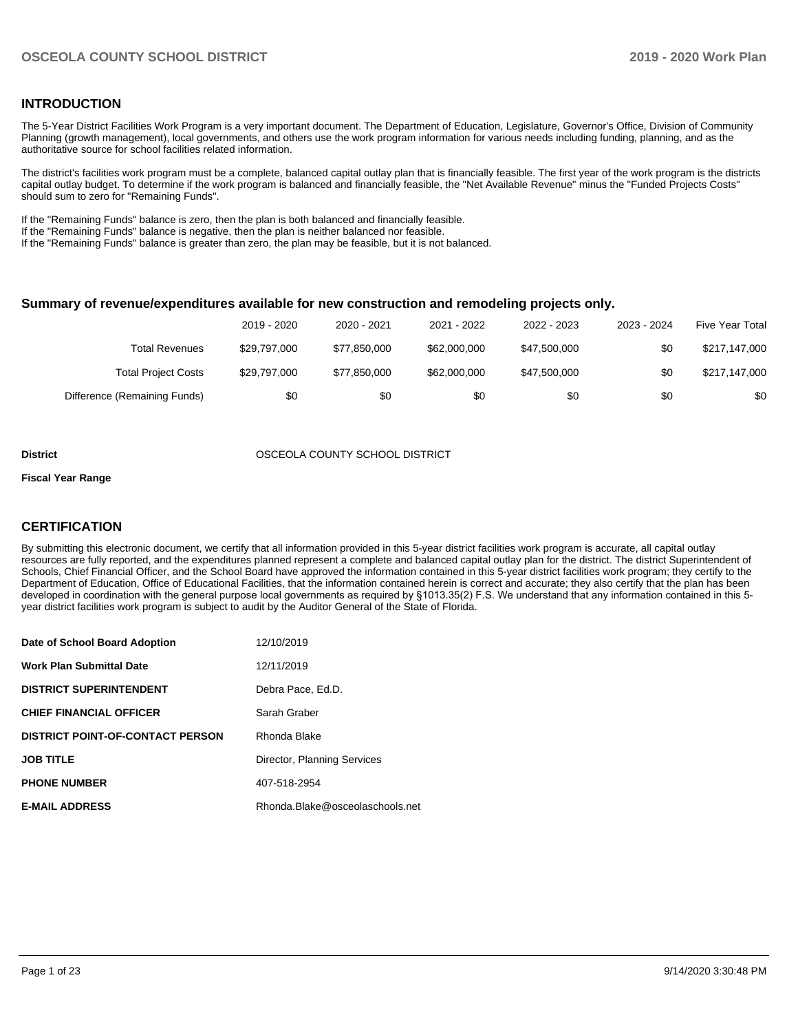## INTRODUCTION

The 5-Year District Facilities Work Program is a very important document. The Department of Education, Legislature, Governor's Office, Division of Community Planning (growth management), local governments, and others use the work program information for various needs including funding, planning, and as the authoritative source for school facilities related information.

The district's facilities work program must be a complete, balanced capital outlay plan that is financially feasible. The first year of the work program is the districts capital outlay budget. To determine if the work program is balanced and financially feasible, the "Net Available Revenue" minus the "Funded Projects Costs" should sum to zero for "Remaining Funds".

If the "Remaining Funds" balance is zero, then the plan is both balanced and financially feasible.
If the "Remaining Funds" balance is negative, then the plan is neither balanced nor feasible.
If the "Remaining Funds" balance is greater than zero, the plan may be feasible, but it is not balanced.

### Summary of revenue/expenditures available for new construction and remodeling projects only.

| | 2019 - 2020 | 2020 - 2021 | 2021 - 2022 | 2022 - 2023 | 2023 - 2024 | Five Year Total |
|---|---|---|---|---|---|---|
| Total Revenues | $29,797,000 | $77,850,000 | $62,000,000 | $47,500,000 | $0 | $217,147,000 |
| Total Project Costs | $29,797,000 | $77,850,000 | $62,000,000 | $47,500,000 | $0 | $217,147,000 |
| Difference (Remaining Funds) | $0 | $0 | $0 | $0 | $0 | $0 |

**District** OSCEOLA COUNTY SCHOOL DISTRICT

**Fiscal Year Range**

## CERTIFICATION

By submitting this electronic document, we certify that all information provided in this 5-year district facilities work program is accurate, all capital outlay resources are fully reported, and the expenditures planned represent a complete and balanced capital outlay plan for the district. The district Superintendent of Schools, Chief Financial Officer, and the School Board have approved the information contained in this 5-year district facilities work program; they certify to the Department of Education, Office of Educational Facilities, that the information contained herein is correct and accurate; they also certify that the plan has been developed in coordination with the general purpose local governments as required by §1013.35(2) F.S. We understand that any information contained in this 5-year district facilities work program is subject to audit by the Auditor General of the State of Florida.

| | |
|---|---|
| **Date of School Board Adoption** | 12/10/2019 |
| **Work Plan Submittal Date** | 12/11/2019 |
| **DISTRICT SUPERINTENDENT** | Debra Pace, Ed.D. |
| **CHIEF FINANCIAL OFFICER** | Sarah Graber |
| **DISTRICT POINT-OF-CONTACT PERSON** | Rhonda Blake |
| **JOB TITLE** | Director, Planning Services |
| **PHONE NUMBER** | 407-518-2954 |
| **E-MAIL ADDRESS** | Rhonda.Blake@osceolaschools.net |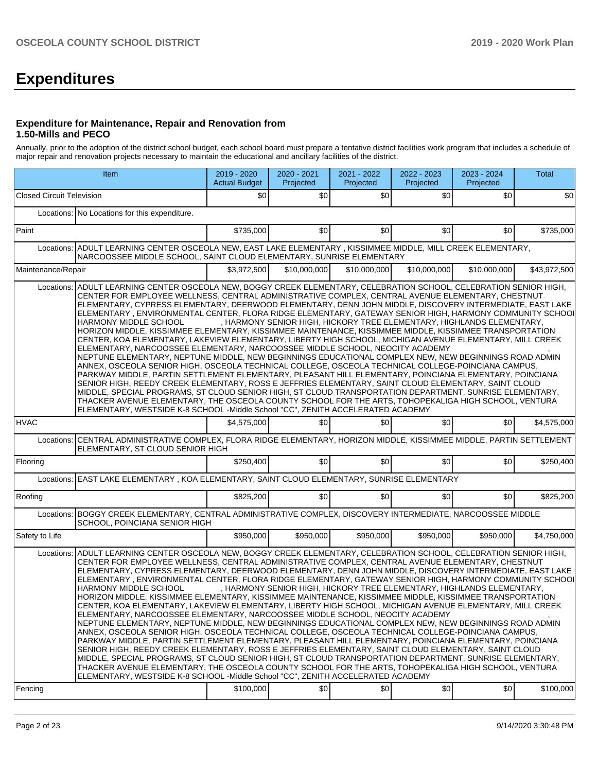# Expenditures

### Expenditure for Maintenance, Repair and Renovation from 1.50-Mills and PECO

Annually, prior to the adoption of the district school budget, each school board must prepare a tentative district facilities work program that includes a schedule of major repair and renovation projects necessary to maintain the educational and ancillary facilities of the district.

| Item | | 2019 - 2020 Actual Budget | 2020 - 2021 Projected | 2021 - 2022 Projected | 2022 - 2023 Projected | 2023 - 2024 Projected | Total |
|---|---|---|---|---|---|---|---|
| Closed Circuit Television | | $0 | $0 | $0 | $0 | $0 | $0 |
| Locations: | No Locations for this expenditure. | | | | | | |
| Paint | | $735,000 | $0 | $0 | $0 | $0 | $735,000 |
| Locations: | ADULT LEARNING CENTER OSCEOLA NEW, EAST LAKE ELEMENTARY , KISSIMMEE MIDDLE, MILL CREEK ELEMENTARY, NARCOOSSEE MIDDLE SCHOOL, SAINT CLOUD ELEMENTARY, SUNRISE ELEMENTARY | | | | | | |
| Maintenance/Repair | | $3,972,500 | $10,000,000 | $10,000,000 | $10,000,000 | $10,000,000 | $43,972,500 |
| Locations: | ADULT LEARNING CENTER OSCEOLA NEW, BOGGY CREEK ELEMENTARY, CELEBRATION SCHOOL, CELEBRATION SENIOR HIGH, CENTER FOR EMPLOYEE WELLNESS, CENTRAL ADMINISTRATIVE COMPLEX, CENTRAL AVENUE ELEMENTARY, CHESTNUT ELEMENTARY, CYPRESS ELEMENTARY, DEERWOOD ELEMENTARY, DENN JOHN MIDDLE, DISCOVERY INTERMEDIATE, EAST LAKE ELEMENTARY , ENVIRONMENTAL CENTER, FLORA RIDGE ELEMENTARY, GATEWAY SENIOR HIGH, HARMONY COMMUNITY SCHOOl HARMONY MIDDLE SCHOOL , HARMONY SENIOR HIGH, HICKORY TREE ELEMENTARY, HIGHLANDS ELEMENTARY, HORIZON MIDDLE, KISSIMMEE ELEMENTARY, KISSIMMEE MAINTENANCE, KISSIMMEE MIDDLE, KISSIMMEE TRANSPORTATION CENTER, KOA ELEMENTARY, LAKEVIEW ELEMENTARY, LIBERTY HIGH SCHOOL, MICHIGAN AVENUE ELEMENTARY, MILL CREEK ELEMENTARY, NARCOOSSEE ELEMENTARY, NARCOOSSEE MIDDLE SCHOOL, NEOCITY ACADEMY , NEPTUNE ELEMENTARY, NEPTUNE MIDDLE, NEW BEGINNINGS EDUCATIONAL COMPLEX NEW, NEW BEGINNINGS ROAD ADMIN ANNEX, OSCEOLA SENIOR HIGH, OSCEOLA TECHNICAL COLLEGE, OSCEOLA TECHNICAL COLLEGE-POINCIANA CAMPUS, PARKWAY MIDDLE, PARTIN SETTLEMENT ELEMENTARY, PLEASANT HILL ELEMENTARY, POINCIANA ELEMENTARY, POINCIANA SENIOR HIGH, REEDY CREEK ELEMENTARY, ROSS E JEFFRIES ELEMENTARY, SAINT CLOUD ELEMENTARY, SAINT CLOUD MIDDLE, SPECIAL PROGRAMS, ST CLOUD SENIOR HIGH, ST CLOUD TRANSPORTATION DEPARTMENT, SUNRISE ELEMENTARY, THACKER AVENUE ELEMENTARY, THE OSCEOLA COUNTY SCHOOL FOR THE ARTS, TOHOPEKALIGA HIGH SCHOOL, VENTURA ELEMENTARY, WESTSIDE K-8 SCHOOL -Middle School "CC", ZENITH ACCELERATED ACADEMY | | | | | | |
| HVAC | | $4,575,000 | $0 | $0 | $0 | $0 | $4,575,000 |
| Locations: | CENTRAL ADMINISTRATIVE COMPLEX, FLORA RIDGE ELEMENTARY, HORIZON MIDDLE, KISSIMMEE MIDDLE, PARTIN SETTLEMENT ELEMENTARY, ST CLOUD SENIOR HIGH | | | | | | |
| Flooring | | $250,400 | $0 | $0 | $0 | $0 | $250,400 |
| Locations: | EAST LAKE ELEMENTARY , KOA ELEMENTARY, SAINT CLOUD ELEMENTARY, SUNRISE ELEMENTARY | | | | | | |
| Roofing | | $825,200 | $0 | $0 | $0 | $0 | $825,200 |
| Locations: | BOGGY CREEK ELEMENTARY, CENTRAL ADMINISTRATIVE COMPLEX, DISCOVERY INTERMEDIATE, NARCOOSSEE MIDDLE SCHOOL, POINCIANA SENIOR HIGH | | | | | | |
| Safety to Life | | $950,000 | $950,000 | $950,000 | $950,000 | $950,000 | $4,750,000 |
| Locations: | ADULT LEARNING CENTER OSCEOLA NEW, BOGGY CREEK ELEMENTARY, CELEBRATION SCHOOL, CELEBRATION SENIOR HIGH, CENTER FOR EMPLOYEE WELLNESS, CENTRAL ADMINISTRATIVE COMPLEX, CENTRAL AVENUE ELEMENTARY, CHESTNUT ELEMENTARY, CYPRESS ELEMENTARY, DEERWOOD ELEMENTARY, DENN JOHN MIDDLE, DISCOVERY INTERMEDIATE, EAST LAKE ELEMENTARY , ENVIRONMENTAL CENTER, FLORA RIDGE ELEMENTARY, GATEWAY SENIOR HIGH, HARMONY COMMUNITY SCHOOl HARMONY MIDDLE SCHOOL , HARMONY SENIOR HIGH, HICKORY TREE ELEMENTARY, HIGHLANDS ELEMENTARY, HORIZON MIDDLE, KISSIMMEE ELEMENTARY, KISSIMMEE MAINTENANCE, KISSIMMEE MIDDLE, KISSIMMEE TRANSPORTATION CENTER, KOA ELEMENTARY, LAKEVIEW ELEMENTARY, LIBERTY HIGH SCHOOL, MICHIGAN AVENUE ELEMENTARY, MILL CREEK ELEMENTARY, NARCOOSSEE ELEMENTARY, NARCOOSSEE MIDDLE SCHOOL, NEOCITY ACADEMY , NEPTUNE ELEMENTARY, NEPTUNE MIDDLE, NEW BEGINNINGS EDUCATIONAL COMPLEX NEW, NEW BEGINNINGS ROAD ADMIN ANNEX, OSCEOLA SENIOR HIGH, OSCEOLA TECHNICAL COLLEGE, OSCEOLA TECHNICAL COLLEGE-POINCIANA CAMPUS, PARKWAY MIDDLE, PARTIN SETTLEMENT ELEMENTARY, PLEASANT HILL ELEMENTARY, POINCIANA ELEMENTARY, POINCIANA SENIOR HIGH, REEDY CREEK ELEMENTARY, ROSS E JEFFRIES ELEMENTARY, SAINT CLOUD ELEMENTARY, SAINT CLOUD MIDDLE, SPECIAL PROGRAMS, ST CLOUD SENIOR HIGH, ST CLOUD TRANSPORTATION DEPARTMENT, SUNRISE ELEMENTARY, THACKER AVENUE ELEMENTARY, THE OSCEOLA COUNTY SCHOOL FOR THE ARTS, TOHOPEKALIGA HIGH SCHOOL, VENTURA ELEMENTARY, WESTSIDE K-8 SCHOOL -Middle School "CC", ZENITH ACCELERATED ACADEMY | | | | | | |
| Fencing | | $100,000 | $0 | $0 | $0 | $0 | $100,000 |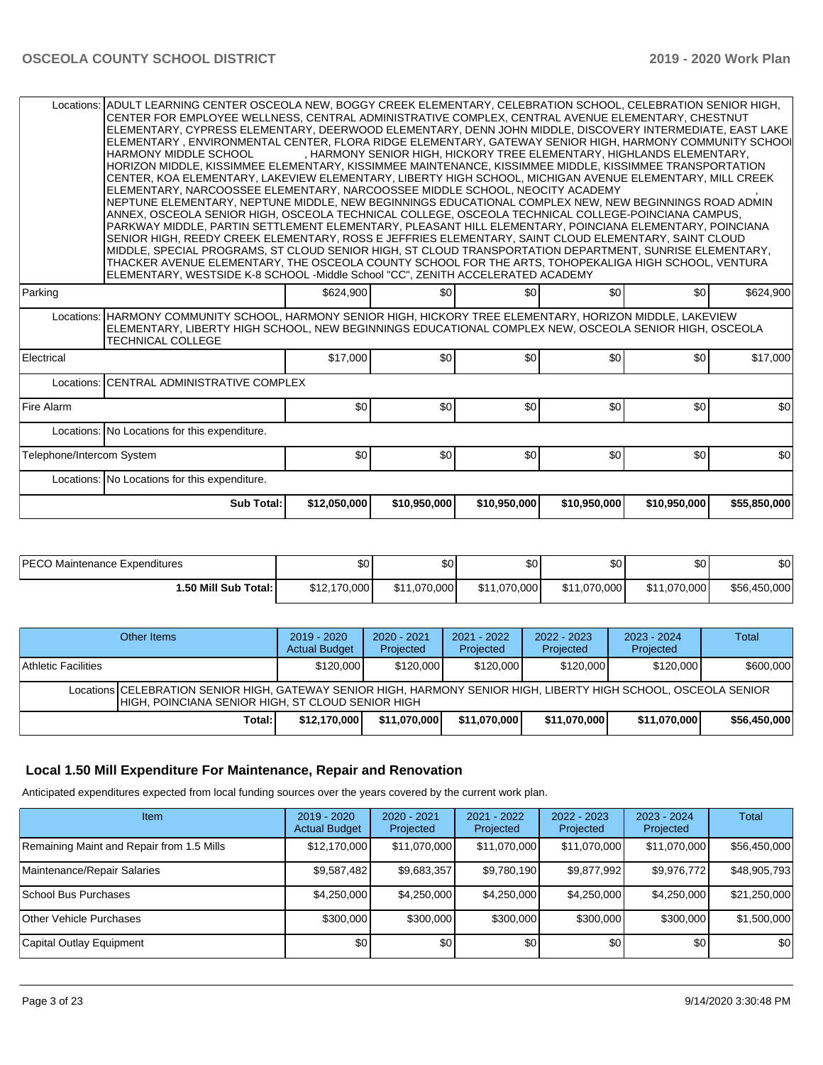| | | | | | | |
|---|---|---|---|---|---|---|
| Locations: ADULT LEARNING CENTER OSCEOLA NEW, BOGGY CREEK ELEMENTARY, CELEBRATION SCHOOL, CELEBRATION SENIOR HIGH, CENTER FOR EMPLOYEE WELLNESS, CENTRAL ADMINISTRATIVE COMPLEX, CENTRAL AVENUE ELEMENTARY, CHESTNUT ELEMENTARY, CYPRESS ELEMENTARY, DEERWOOD ELEMENTARY, DENN JOHN MIDDLE, DISCOVERY INTERMEDIATE, EAST LAKE ELEMENTARY , ENVIRONMENTAL CENTER, FLORA RIDGE ELEMENTARY, GATEWAY SENIOR HIGH, HARMONY COMMUNITY SCHOOL HARMONY MIDDLE SCHOOL , HARMONY SENIOR HIGH, HICKORY TREE ELEMENTARY, HIGHLANDS ELEMENTARY, HORIZON MIDDLE, KISSIMMEE ELEMENTARY, KISSIMMEE MAINTENANCE, KISSIMMEE MIDDLE, KISSIMMEE TRANSPORTATION CENTER, KOA ELEMENTARY, LAKEVIEW ELEMENTARY, LIBERTY HIGH SCHOOL, MICHIGAN AVENUE ELEMENTARY, MILL CREEK ELEMENTARY, NARCOOSSEE ELEMENTARY, NARCOOSSEE MIDDLE SCHOOL, NEOCITY ACADEMY , NEPTUNE ELEMENTARY, NEPTUNE MIDDLE, NEW BEGINNINGS EDUCATIONAL COMPLEX NEW, NEW BEGINNINGS ROAD ADMIN ANNEX, OSCEOLA SENIOR HIGH, OSCEOLA TECHNICAL COLLEGE, OSCEOLA TECHNICAL COLLEGE-POINCIANA CAMPUS, PARKWAY MIDDLE, PARTIN SETTLEMENT ELEMENTARY, PLEASANT HILL ELEMENTARY, POINCIANA ELEMENTARY, POINCIANA SENIOR HIGH, REEDY CREEK ELEMENTARY, ROSS E JEFFRIES ELEMENTARY, SAINT CLOUD ELEMENTARY, SAINT CLOUD MIDDLE, SPECIAL PROGRAMS, ST CLOUD SENIOR HIGH, ST CLOUD TRANSPORTATION DEPARTMENT, SUNRISE ELEMENTARY, THACKER AVENUE ELEMENTARY, THE OSCEOLA COUNTY SCHOOL FOR THE ARTS, TOHOPEKALIGA HIGH SCHOOL, VENTURA ELEMENTARY, WESTSIDE K-8 SCHOOL -Middle School "CC", ZENITH ACCELERATED ACADEMY | | | | | | |
| Parking | $624,900 | $0 | $0 | $0 | $0 | $624,900 |
| Locations: HARMONY COMMUNITY SCHOOL, HARMONY SENIOR HIGH, HICKORY TREE ELEMENTARY, HORIZON MIDDLE, LAKEVIEW ELEMENTARY, LIBERTY HIGH SCHOOL, NEW BEGINNINGS EDUCATIONAL COMPLEX NEW, OSCEOLA SENIOR HIGH, OSCEOLA TECHNICAL COLLEGE | | | | | | |
| Electrical | $17,000 | $0 | $0 | $0 | $0 | $17,000 |
| Locations: CENTRAL ADMINISTRATIVE COMPLEX | | | | | | |
| Fire Alarm | $0 | $0 | $0 | $0 | $0 | $0 |
| Locations: No Locations for this expenditure. | | | | | | |
| Telephone/Intercom System | $0 | $0 | $0 | $0 | $0 | $0 |
| Locations: No Locations for this expenditure. | | | | | | |
| **Sub Total:** | **$12,050,000** | **$10,950,000** | **$10,950,000** | **$10,950,000** | **$10,950,000** | **$55,850,000** |

| | | | | | | |
|---|---|---|---|---|---|---|
| PECO Maintenance Expenditures | $0 | $0 | $0 | $0 | $0 | $0 |
| **1.50 Mill Sub Total:** | $12,170,000 | $11,070,000 | $11,070,000 | $11,070,000 | $11,070,000 | $56,450,000 |

| Other Items | 2019 - 2020 Actual Budget | 2020 - 2021 Projected | 2021 - 2022 Projected | 2022 - 2023 Projected | 2023 - 2024 Projected | Total |
|---|---|---|---|---|---|---|
| Athletic Facilities | $120,000 | $120,000 | $120,000 | $120,000 | $120,000 | $600,000 |
| Locations CELEBRATION SENIOR HIGH, GATEWAY SENIOR HIGH, HARMONY SENIOR HIGH, LIBERTY HIGH SCHOOL, OSCEOLA SENIOR HIGH, POINCIANA SENIOR HIGH, ST CLOUD SENIOR HIGH | | | | | | |
| **Total:** | **$12,170,000** | **$11,070,000** | **$11,070,000** | **$11,070,000** | **$11,070,000** | **$56,450,000** |

## Local 1.50 Mill Expenditure For Maintenance, Repair and Renovation

Anticipated expenditures expected from local funding sources over the years covered by the current work plan.

| Item | 2019 - 2020 Actual Budget | 2020 - 2021 Projected | 2021 - 2022 Projected | 2022 - 2023 Projected | 2023 - 2024 Projected | Total |
|---|---|---|---|---|---|---|
| Remaining Maint and Repair from 1.5 Mills | $12,170,000 | $11,070,000 | $11,070,000 | $11,070,000 | $11,070,000 | $56,450,000 |
| Maintenance/Repair Salaries | $9,587,482 | $9,683,357 | $9,780,190 | $9,877,992 | $9,976,772 | $48,905,793 |
| School Bus Purchases | $4,250,000 | $4,250,000 | $4,250,000 | $4,250,000 | $4,250,000 | $21,250,000 |
| Other Vehicle Purchases | $300,000 | $300,000 | $300,000 | $300,000 | $300,000 | $1,500,000 |
| Capital Outlay Equipment | $0 | $0 | $0 | $0 | $0 | $0 |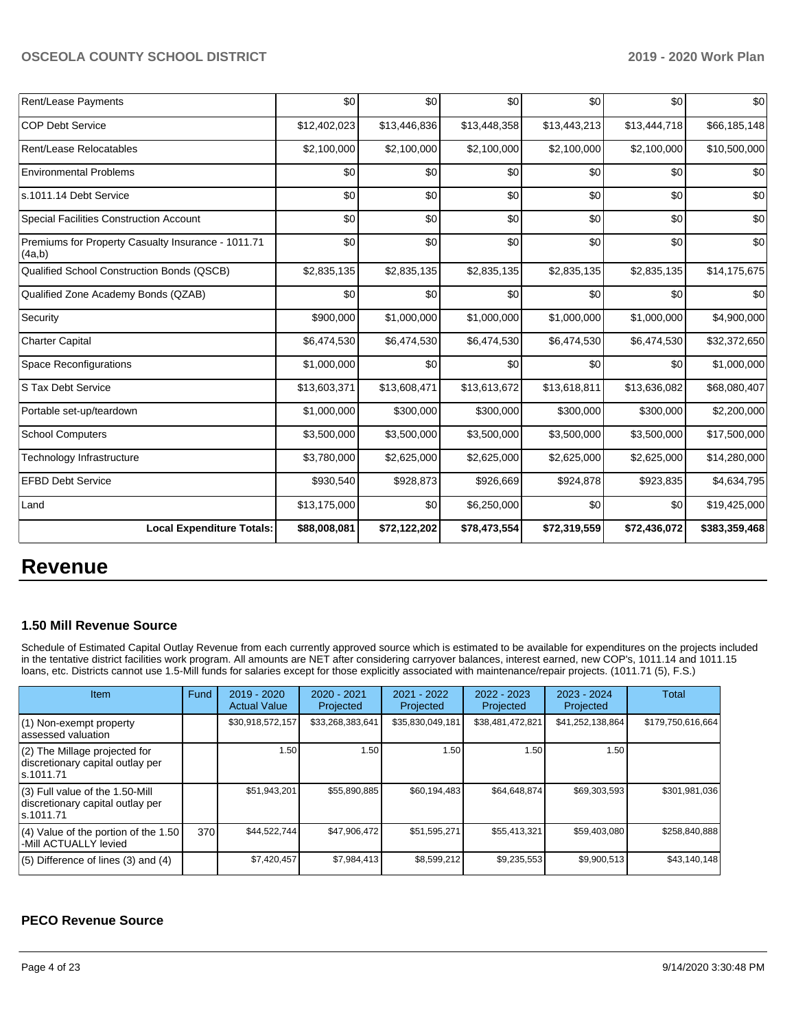| Rent/Lease Payments | $0 | $0 | $0 | $0 | $0 | $0 |
|---|---|---|---|---|---|---|
| COP Debt Service | $12,402,023 | $13,446,836 | $13,448,358 | $13,443,213 | $13,444,718 | $66,185,148 |
| Rent/Lease Relocatables | $2,100,000 | $2,100,000 | $2,100,000 | $2,100,000 | $2,100,000 | $10,500,000 |
| Environmental Problems | $0 | $0 | $0 | $0 | $0 | $0 |
| s.1011.14 Debt Service | $0 | $0 | $0 | $0 | $0 | $0 |
| Special Facilities Construction Account | $0 | $0 | $0 | $0 | $0 | $0 |
| Premiums for Property Casualty Insurance - 1011.71 (4a,b) | $0 | $0 | $0 | $0 | $0 | $0 |
| Qualified School Construction Bonds (QSCB) | $2,835,135 | $2,835,135 | $2,835,135 | $2,835,135 | $2,835,135 | $14,175,675 |
| Qualified Zone Academy Bonds (QZAB) | $0 | $0 | $0 | $0 | $0 | $0 |
| Security | $900,000 | $1,000,000 | $1,000,000 | $1,000,000 | $1,000,000 | $4,900,000 |
| Charter Capital | $6,474,530 | $6,474,530 | $6,474,530 | $6,474,530 | $6,474,530 | $32,372,650 |
| Space Reconfigurations | $1,000,000 | $0 | $0 | $0 | $0 | $1,000,000 |
| S Tax Debt Service | $13,603,371 | $13,608,471 | $13,613,672 | $13,618,811 | $13,636,082 | $68,080,407 |
| Portable set-up/teardown | $1,000,000 | $300,000 | $300,000 | $300,000 | $300,000 | $2,200,000 |
| School Computers | $3,500,000 | $3,500,000 | $3,500,000 | $3,500,000 | $3,500,000 | $17,500,000 |
| Technology Infrastructure | $3,780,000 | $2,625,000 | $2,625,000 | $2,625,000 | $2,625,000 | $14,280,000 |
| EFBD Debt Service | $930,540 | $928,873 | $926,669 | $924,878 | $923,835 | $4,634,795 |
| Land | $13,175,000 | $0 | $6,250,000 | $0 | $0 | $19,425,000 |
| **Local Expenditure Totals:** | **$88,008,081** | **$72,122,202** | **$78,473,554** | **$72,319,559** | **$72,436,072** | **$383,359,468** |

# Revenue

### 1.50 Mill Revenue Source

Schedule of Estimated Capital Outlay Revenue from each currently approved source which is estimated to be available for expenditures on the projects included in the tentative district facilities work program. All amounts are NET after considering carryover balances, interest earned, new COP's, 1011.14 and 1011.15 loans, etc. Districts cannot use 1.5-Mill funds for salaries except for those explicitly associated with maintenance/repair projects. (1011.71 (5), F.S.)

| Item | Fund | 2019 - 2020 Actual Value | 2020 - 2021 Projected | 2021 - 2022 Projected | 2022 - 2023 Projected | 2023 - 2024 Projected | Total |
|---|---|---|---|---|---|---|---|
| (1) Non-exempt property assessed valuation | | $30,918,572,157 | $33,268,383,641 | $35,830,049,181 | $38,481,472,821 | $41,252,138,864 | $179,750,616,664 |
| (2) The Millage projected for discretionary capital outlay per s.1011.71 | | 1.50 | 1.50 | 1.50 | 1.50 | 1.50 | |
| (3) Full value of the 1.50-Mill discretionary capital outlay per s.1011.71 | | $51,943,201 | $55,890,885 | $60,194,483 | $64,648,874 | $69,303,593 | $301,981,036 |
| (4) Value of the portion of the 1.50 -Mill ACTUALLY levied | 370 | $44,522,744 | $47,906,472 | $51,595,271 | $55,413,321 | $59,403,080 | $258,840,888 |
| (5) Difference of lines (3) and (4) | | $7,420,457 | $7,984,413 | $8,599,212 | $9,235,553 | $9,900,513 | $43,140,148 |

### PECO Revenue Source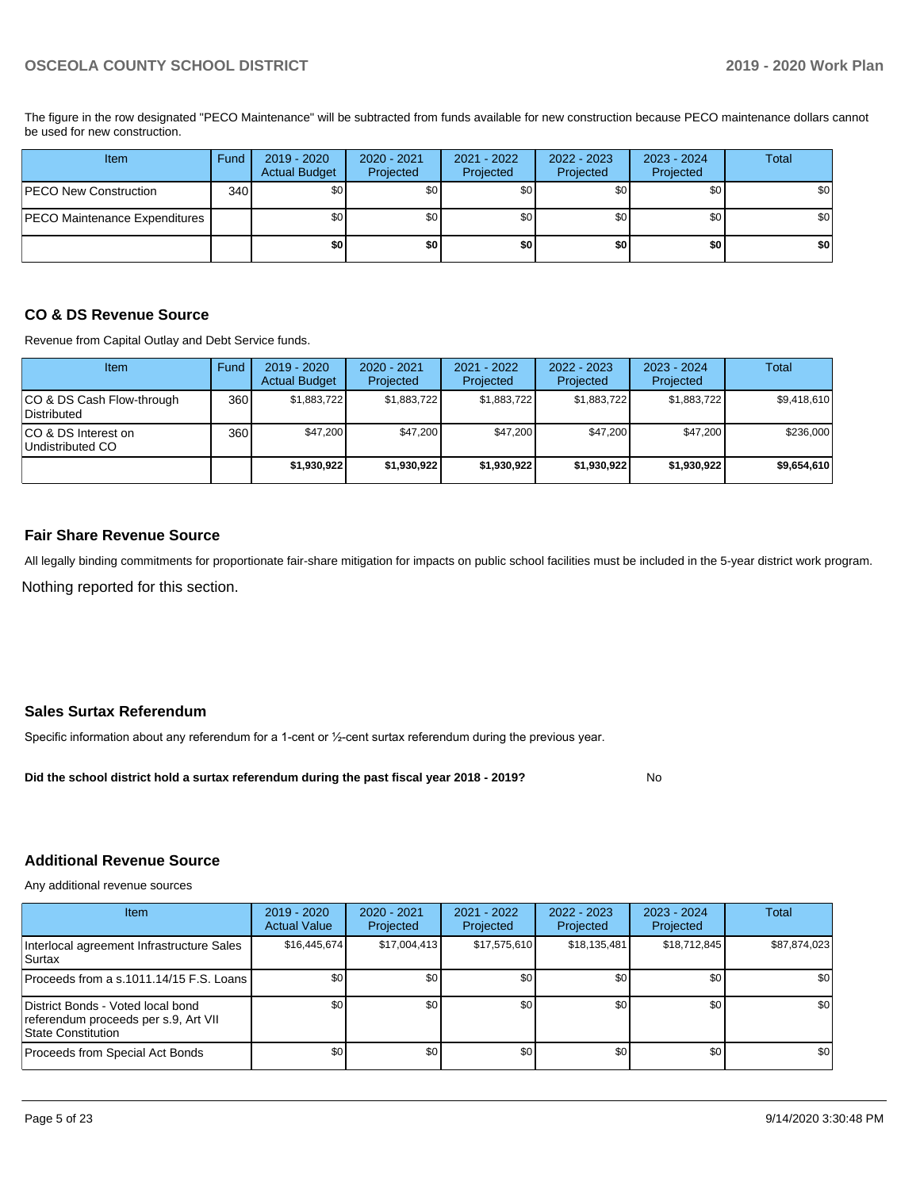The figure in the row designated "PECO Maintenance" will be subtracted from funds available for new construction because PECO maintenance dollars cannot be used for new construction.

| Item | Fund | 2019 - 2020 Actual Budget | 2020 - 2021 Projected | 2021 - 2022 Projected | 2022 - 2023 Projected | 2023 - 2024 Projected | Total |
|---|---|---|---|---|---|---|---|
| PECO New Construction | 340 | $0 | $0 | $0 | $0 | $0 | $0 |
| PECO Maintenance Expenditures | | $0 | $0 | $0 | $0 | $0 | $0 |
| | | **$0** | **$0** | **$0** | **$0** | **$0** | **$0** |

### CO & DS Revenue Source

Revenue from Capital Outlay and Debt Service funds.

| Item | Fund | 2019 - 2020 Actual Budget | 2020 - 2021 Projected | 2021 - 2022 Projected | 2022 - 2023 Projected | 2023 - 2024 Projected | Total |
|---|---|---|---|---|---|---|---|
| CO & DS Cash Flow-through Distributed | 360 | $1,883,722 | $1,883,722 | $1,883,722 | $1,883,722 | $1,883,722 | $9,418,610 |
| CO & DS Interest on Undistributed CO | 360 | $47,200 | $47,200 | $47,200 | $47,200 | $47,200 | $236,000 |
| | | **$1,930,922** | **$1,930,922** | **$1,930,922** | **$1,930,922** | **$1,930,922** | **$9,654,610** |

### Fair Share Revenue Source

All legally binding commitments for proportionate fair-share mitigation for impacts on public school facilities must be included in the 5-year district work program.

Nothing reported for this section.

### Sales Surtax Referendum

Specific information about any referendum for a 1-cent or ½-cent surtax referendum during the previous year.

**Did the school district hold a surtax referendum during the past fiscal year 2018 - 2019?** No

### Additional Revenue Source

Any additional revenue sources

| Item | 2019 - 2020 Actual Value | 2020 - 2021 Projected | 2021 - 2022 Projected | 2022 - 2023 Projected | 2023 - 2024 Projected | Total |
|---|---|---|---|---|---|---|
| Interlocal agreement Infrastructure Sales Surtax | $16,445,674 | $17,004,413 | $17,575,610 | $18,135,481 | $18,712,845 | $87,874,023 |
| Proceeds from a s.1011.14/15 F.S. Loans | $0 | $0 | $0 | $0 | $0 | $0 |
| District Bonds - Voted local bond referendum proceeds per s.9, Art VII State Constitution | $0 | $0 | $0 | $0 | $0 | $0 |
| Proceeds from Special Act Bonds | $0 | $0 | $0 | $0 | $0 | $0 |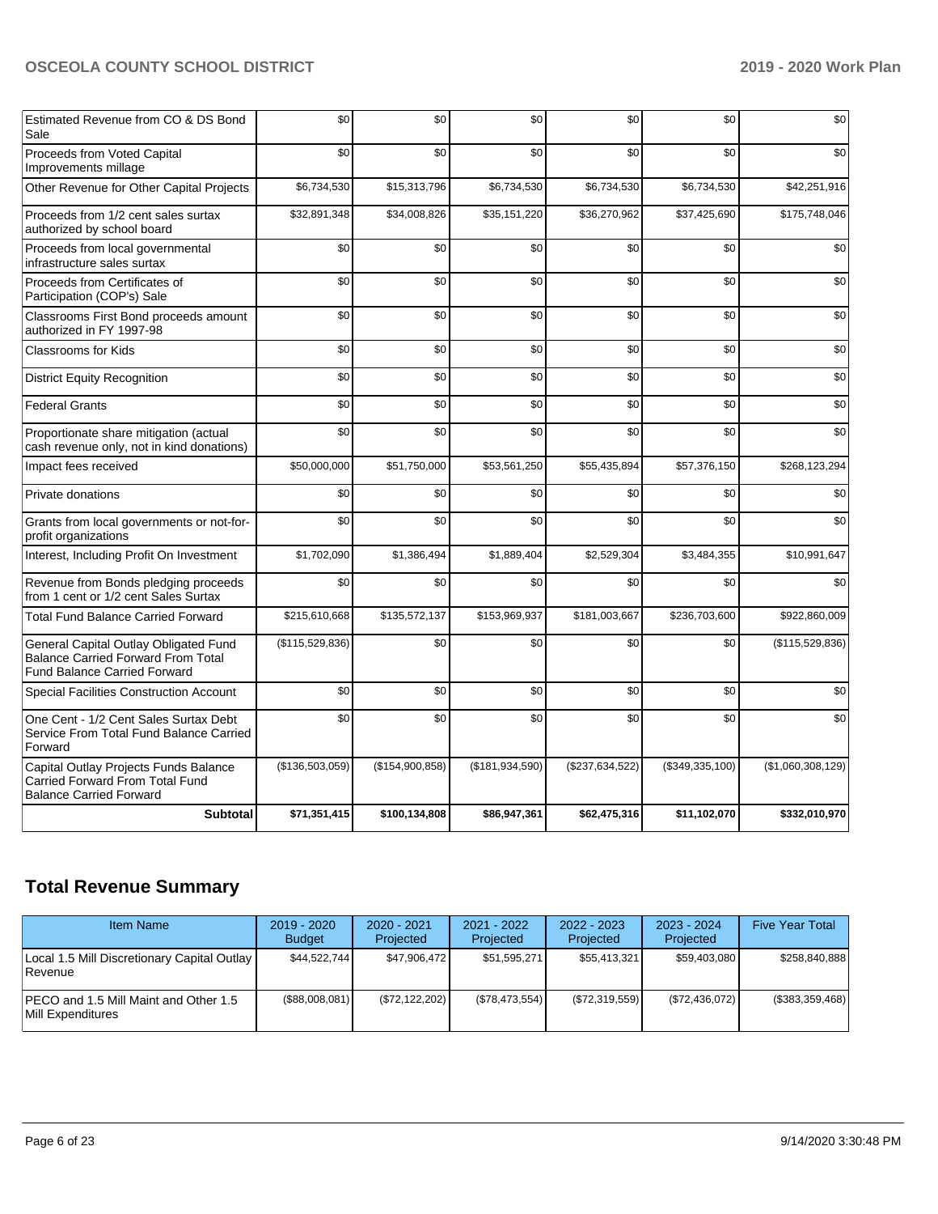| | | | | | | |
|---|---|---|---|---|---|---|
| Estimated Revenue from CO & DS Bond Sale | $0 | $0 | $0 | $0 | $0 | $0 |
| Proceeds from Voted Capital Improvements millage | $0 | $0 | $0 | $0 | $0 | $0 |
| Other Revenue for Other Capital Projects | $6,734,530 | $15,313,796 | $6,734,530 | $6,734,530 | $6,734,530 | $42,251,916 |
| Proceeds from 1/2 cent sales surtax authorized by school board | $32,891,348 | $34,008,826 | $35,151,220 | $36,270,962 | $37,425,690 | $175,748,046 |
| Proceeds from local governmental infrastructure sales surtax | $0 | $0 | $0 | $0 | $0 | $0 |
| Proceeds from Certificates of Participation (COP's) Sale | $0 | $0 | $0 | $0 | $0 | $0 |
| Classrooms First Bond proceeds amount authorized in FY 1997-98 | $0 | $0 | $0 | $0 | $0 | $0 |
| Classrooms for Kids | $0 | $0 | $0 | $0 | $0 | $0 |
| District Equity Recognition | $0 | $0 | $0 | $0 | $0 | $0 |
| Federal Grants | $0 | $0 | $0 | $0 | $0 | $0 |
| Proportionate share mitigation (actual cash revenue only, not in kind donations) | $0 | $0 | $0 | $0 | $0 | $0 |
| Impact fees received | $50,000,000 | $51,750,000 | $53,561,250 | $55,435,894 | $57,376,150 | $268,123,294 |
| Private donations | $0 | $0 | $0 | $0 | $0 | $0 |
| Grants from local governments or not-for-profit organizations | $0 | $0 | $0 | $0 | $0 | $0 |
| Interest, Including Profit On Investment | $1,702,090 | $1,386,494 | $1,889,404 | $2,529,304 | $3,484,355 | $10,991,647 |
| Revenue from Bonds pledging proceeds from 1 cent or 1/2 cent Sales Surtax | $0 | $0 | $0 | $0 | $0 | $0 |
| Total Fund Balance Carried Forward | $215,610,668 | $135,572,137 | $153,969,937 | $181,003,667 | $236,703,600 | $922,860,009 |
| General Capital Outlay Obligated Fund Balance Carried Forward From Total Fund Balance Carried Forward | ($115,529,836) | $0 | $0 | $0 | $0 | ($115,529,836) |
| Special Facilities Construction Account | $0 | $0 | $0 | $0 | $0 | $0 |
| One Cent - 1/2 Cent Sales Surtax Debt Service From Total Fund Balance Carried Forward | $0 | $0 | $0 | $0 | $0 | $0 |
| Capital Outlay Projects Funds Balance Carried Forward From Total Fund Balance Carried Forward | ($136,503,059) | ($154,900,858) | ($181,934,590) | ($237,634,522) | ($349,335,100) | ($1,060,308,129) |
| **Subtotal** | **$71,351,415** | **$100,134,808** | **$86,947,361** | **$62,475,316** | **$11,102,070** | **$332,010,970** |

## Total Revenue Summary

| Item Name | 2019 - 2020 Budget | 2020 - 2021 Projected | 2021 - 2022 Projected | 2022 - 2023 Projected | 2023 - 2024 Projected | Five Year Total |
|---|---|---|---|---|---|---|
| Local 1.5 Mill Discretionary Capital Outlay Revenue | $44,522,744 | $47,906,472 | $51,595,271 | $55,413,321 | $59,403,080 | $258,840,888 |
| PECO and 1.5 Mill Maint and Other 1.5 Mill Expenditures | ($88,008,081) | ($72,122,202) | ($78,473,554) | ($72,319,559) | ($72,436,072) | ($383,359,468) |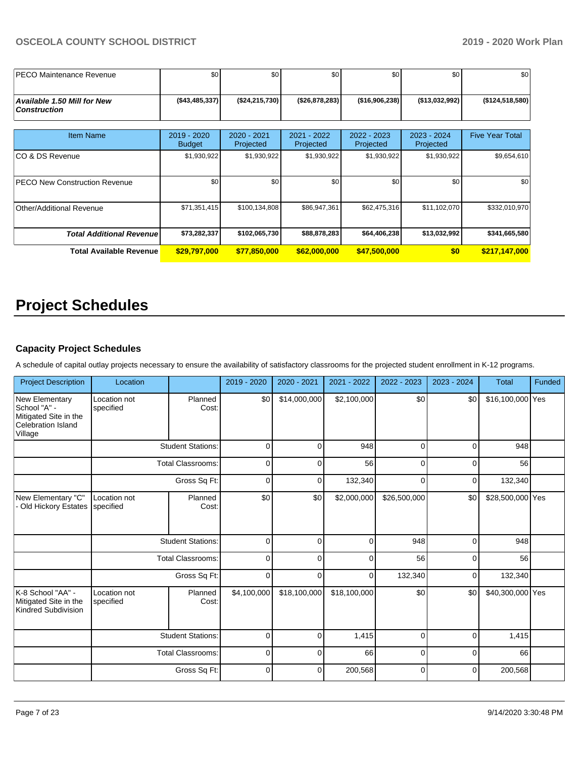| | | | | | | |
|---|---|---|---|---|---|---|
| PECO Maintenance Revenue | $0 | $0 | $0 | $0 | $0 | $0 |
| ***Available 1.50 Mill for New Construction*** | **($43,485,337)** | **($24,215,730)** | **($26,878,283)** | **($16,906,238)** | **($13,032,992)** | **($124,518,580)** |

| Item Name | 2019 - 2020 Budget | 2020 - 2021 Projected | 2021 - 2022 Projected | 2022 - 2023 Projected | 2023 - 2024 Projected | Five Year Total |
|---|---|---|---|---|---|---|
| CO & DS Revenue | $1,930,922 | $1,930,922 | $1,930,922 | $1,930,922 | $1,930,922 | $9,654,610 |
| PECO New Construction Revenue | $0 | $0 | $0 | $0 | $0 | $0 |
| Other/Additional Revenue | $71,351,415 | $100,134,808 | $86,947,361 | $62,475,316 | $11,102,070 | $332,010,970 |
| ***Total Additional Revenue*** | **$73,282,337** | **$102,065,730** | **$88,878,283** | **$64,406,238** | **$13,032,992** | **$341,665,580** |
| **Total Available Revenue** | **$29,797,000** | **$77,850,000** | **$62,000,000** | **$47,500,000** | **$0** | **$217,147,000** |

# Project Schedules

### Capacity Project Schedules

A schedule of capital outlay projects necessary to ensure the availability of satisfactory classrooms for the projected student enrollment in K-12 programs.

| Project Description | Location | | 2019 - 2020 | 2020 - 2021 | 2021 - 2022 | 2022 - 2023 | 2023 - 2024 | Total | Funded |
|---|---|---|---|---|---|---|---|---|---|
| New Elementary School "A" - Mitigated Site in the Celebration Island Village | Location not specified | Planned Cost: | $0 | $14,000,000 | $2,100,000 | $0 | $0 | $16,100,000 | Yes |
| | | Student Stations: | 0 | 0 | 948 | 0 | 0 | 948 | |
| | | Total Classrooms: | 0 | 0 | 56 | 0 | 0 | 56 | |
| | | Gross Sq Ft: | 0 | 0 | 132,340 | 0 | 0 | 132,340 | |
| New Elementary "C" - Old Hickory Estates | Location not specified | Planned Cost: | $0 | $0 | $2,000,000 | $26,500,000 | $0 | $28,500,000 | Yes |
| | | Student Stations: | 0 | 0 | 0 | 948 | 0 | 948 | |
| | | Total Classrooms: | 0 | 0 | 0 | 56 | 0 | 56 | |
| | | Gross Sq Ft: | 0 | 0 | 0 | 132,340 | 0 | 132,340 | |
| K-8 School "AA" - Mitigated Site in the Kindred Subdivision | Location not specified | Planned Cost: | $4,100,000 | $18,100,000 | $18,100,000 | $0 | $0 | $40,300,000 | Yes |
| | | Student Stations: | 0 | 0 | 1,415 | 0 | 0 | 1,415 | |
| | | Total Classrooms: | 0 | 0 | 66 | 0 | 0 | 66 | |
| | | Gross Sq Ft: | 0 | 0 | 200,568 | 0 | 0 | 200,568 | |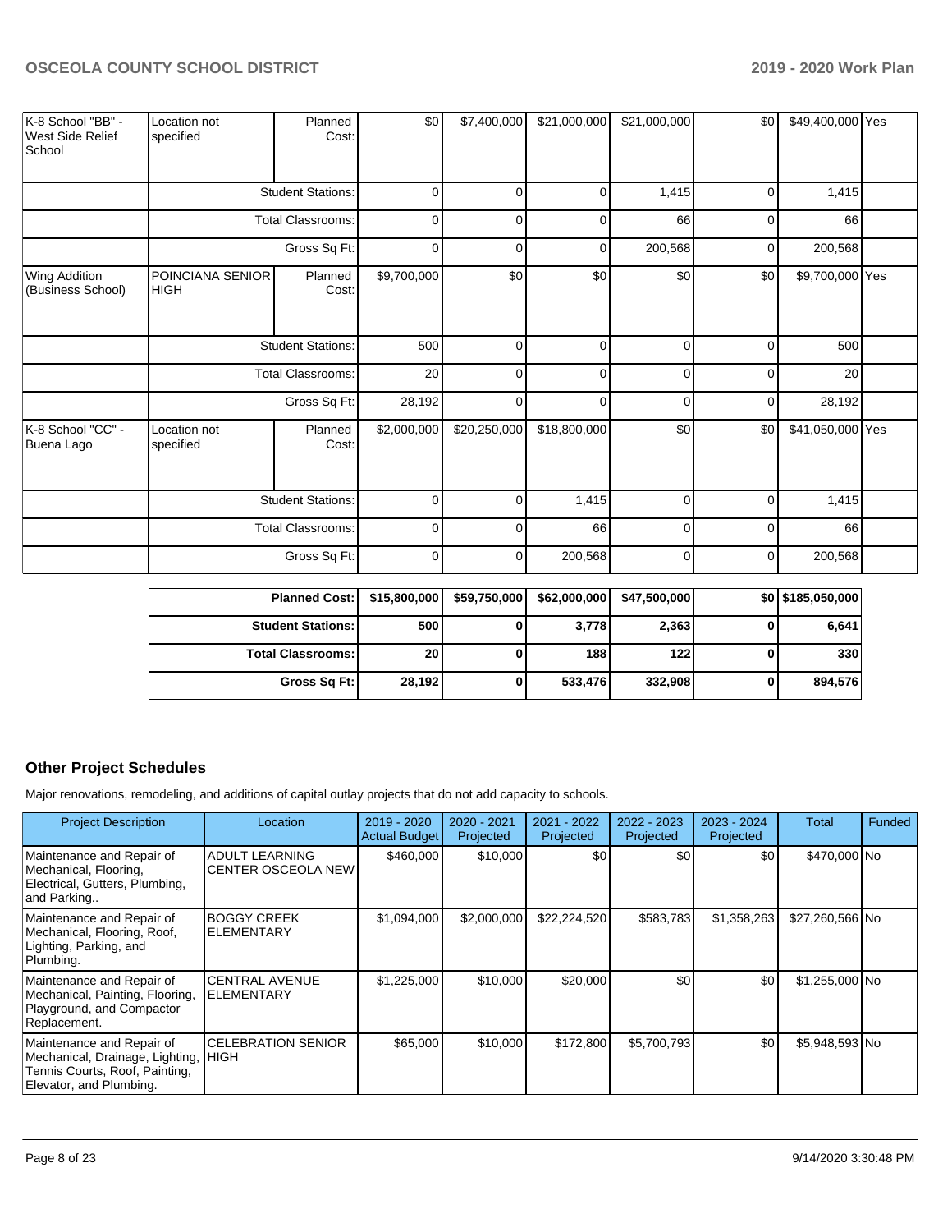| | | | | | | | | | |
|---|---|---|---|---|---|---|---|---|---|
| K-8 School "BB" - West Side Relief School | Location not specified | Planned Cost: | $0 | $7,400,000 | $21,000,000 | $21,000,000 | $0 | $49,400,000 | Yes |
| | | Student Stations: | 0 | 0 | 0 | 1,415 | 0 | 1,415 | |
| | | Total Classrooms: | 0 | 0 | 0 | 66 | 0 | 66 | |
| | | Gross Sq Ft: | 0 | 0 | 0 | 200,568 | 0 | 200,568 | |
| Wing Addition (Business School) | POINCIANA SENIOR HIGH | Planned Cost: | $9,700,000 | $0 | $0 | $0 | $0 | $9,700,000 | Yes |
| | | Student Stations: | 500 | 0 | 0 | 0 | 0 | 500 | |
| | | Total Classrooms: | 20 | 0 | 0 | 0 | 0 | 20 | |
| | | Gross Sq Ft: | 28,192 | 0 | 0 | 0 | 0 | 28,192 | |
| K-8 School "CC" - Buena Lago | Location not specified | Planned Cost: | $2,000,000 | $20,250,000 | $18,800,000 | $0 | $0 | $41,050,000 | Yes |
| | | Student Stations: | 0 | 0 | 1,415 | 0 | 0 | 1,415 | |
| | | Total Classrooms: | 0 | 0 | 66 | 0 | 0 | 66 | |
| | | Gross Sq Ft: | 0 | 0 | 200,568 | 0 | 0 | 200,568 | |

| | | | | | | |
|---|---|---|---|---|---|---|
| **Planned Cost:** | **$15,800,000** | **$59,750,000** | **$62,000,000** | **$47,500,000** | **$0** | **$185,050,000** |
| **Student Stations:** | **500** | **0** | **3,778** | **2,363** | **0** | **6,641** |
| **Total Classrooms:** | **20** | **0** | **188** | **122** | **0** | **330** |
| **Gross Sq Ft:** | **28,192** | **0** | **533,476** | **332,908** | **0** | **894,576** |

## Other Project Schedules

Major renovations, remodeling, and additions of capital outlay projects that do not add capacity to schools.

| Project Description | Location | 2019 - 2020 Actual Budget | 2020 - 2021 Projected | 2021 - 2022 Projected | 2022 - 2023 Projected | 2023 - 2024 Projected | Total | Funded |
|---|---|---|---|---|---|---|---|---|
| Maintenance and Repair of Mechanical, Flooring, Electrical, Gutters, Plumbing, and Parking.. | ADULT LEARNING CENTER OSCEOLA NEW | $460,000 | $10,000 | $0 | $0 | $0 | $470,000 | No |
| Maintenance and Repair of Mechanical, Flooring, Roof, Lighting, Parking, and Plumbing. | BOGGY CREEK ELEMENTARY | $1,094,000 | $2,000,000 | $22,224,520 | $583,783 | $1,358,263 | $27,260,566 | No |
| Maintenance and Repair of Mechanical, Painting, Flooring, Playground, and Compactor Replacement. | CENTRAL AVENUE ELEMENTARY | $1,225,000 | $10,000 | $20,000 | $0 | $0 | $1,255,000 | No |
| Maintenance and Repair of Mechanical, Drainage, Lighting, Tennis Courts, Roof, Painting, Elevator, and Plumbing. | CELEBRATION SENIOR HIGH | $65,000 | $10,000 | $172,800 | $5,700,793 | $0 | $5,948,593 | No |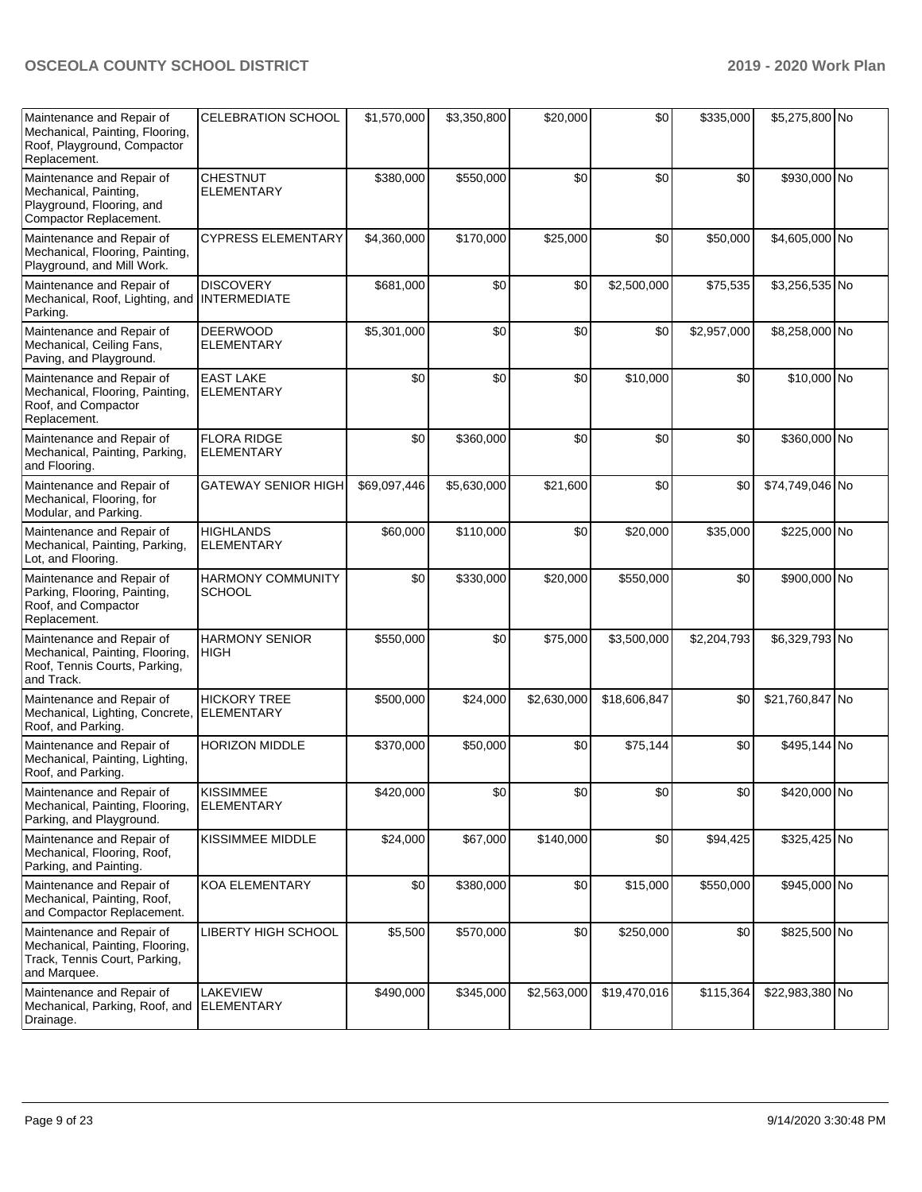| | | | | | | | | |
|---|---|---|---|---|---|---|---|---|
| Maintenance and Repair of Mechanical, Painting, Flooring, Roof, Playground, Compactor Replacement. | CELEBRATION SCHOOL | $1,570,000 | $3,350,800 | $20,000 | $0 | $335,000 | $5,275,800 | No |
| Maintenance and Repair of Mechanical, Painting, Playground, Flooring, and Compactor Replacement. | CHESTNUT ELEMENTARY | $380,000 | $550,000 | $0 | $0 | $0 | $930,000 | No |
| Maintenance and Repair of Mechanical, Flooring, Painting, Playground, and Mill Work. | CYPRESS ELEMENTARY | $4,360,000 | $170,000 | $25,000 | $0 | $50,000 | $4,605,000 | No |
| Maintenance and Repair of Mechanical, Roof, Lighting, and Parking. | DISCOVERY INTERMEDIATE | $681,000 | $0 | $0 | $2,500,000 | $75,535 | $3,256,535 | No |
| Maintenance and Repair of Mechanical, Ceiling Fans, Paving, and Playground. | DEERWOOD ELEMENTARY | $5,301,000 | $0 | $0 | $0 | $2,957,000 | $8,258,000 | No |
| Maintenance and Repair of Mechanical, Flooring, Painting, Roof, and Compactor Replacement. | EAST LAKE ELEMENTARY | $0 | $0 | $0 | $10,000 | $0 | $10,000 | No |
| Maintenance and Repair of Mechanical, Painting, Parking, and Flooring. | FLORA RIDGE ELEMENTARY | $0 | $360,000 | $0 | $0 | $0 | $360,000 | No |
| Maintenance and Repair of Mechanical, Flooring, for Modular, and Parking. | GATEWAY SENIOR HIGH | $69,097,446 | $5,630,000 | $21,600 | $0 | $0 | $74,749,046 | No |
| Maintenance and Repair of Mechanical, Painting, Parking, Lot, and Flooring. | HIGHLANDS ELEMENTARY | $60,000 | $110,000 | $0 | $20,000 | $35,000 | $225,000 | No |
| Maintenance and Repair of Parking, Flooring, Painting, Roof, and Compactor Replacement. | HARMONY COMMUNITY SCHOOL | $0 | $330,000 | $20,000 | $550,000 | $0 | $900,000 | No |
| Maintenance and Repair of Mechanical, Painting, Flooring, Roof, Tennis Courts, Parking, and Track. | HARMONY SENIOR HIGH | $550,000 | $0 | $75,000 | $3,500,000 | $2,204,793 | $6,329,793 | No |
| Maintenance and Repair of Mechanical, Lighting, Concrete, Roof, and Parking. | HICKORY TREE ELEMENTARY | $500,000 | $24,000 | $2,630,000 | $18,606,847 | $0 | $21,760,847 | No |
| Maintenance and Repair of Mechanical, Painting, Lighting, Roof, and Parking. | HORIZON MIDDLE | $370,000 | $50,000 | $0 | $75,144 | $0 | $495,144 | No |
| Maintenance and Repair of Mechanical, Painting, Flooring, Parking, and Playground. | KISSIMMEE ELEMENTARY | $420,000 | $0 | $0 | $0 | $0 | $420,000 | No |
| Maintenance and Repair of Mechanical, Flooring, Roof, Parking, and Painting. | KISSIMMEE MIDDLE | $24,000 | $67,000 | $140,000 | $0 | $94,425 | $325,425 | No |
| Maintenance and Repair of Mechanical, Painting, Roof, and Compactor Replacement. | KOA ELEMENTARY | $0 | $380,000 | $0 | $15,000 | $550,000 | $945,000 | No |
| Maintenance and Repair of Mechanical, Painting, Flooring, Track, Tennis Court, Parking, and Marquee. | LIBERTY HIGH SCHOOL | $5,500 | $570,000 | $0 | $250,000 | $0 | $825,500 | No |
| Maintenance and Repair of Mechanical, Parking, Roof, and Drainage. | LAKEVIEW ELEMENTARY | $490,000 | $345,000 | $2,563,000 | $19,470,016 | $115,364 | $22,983,380 | No |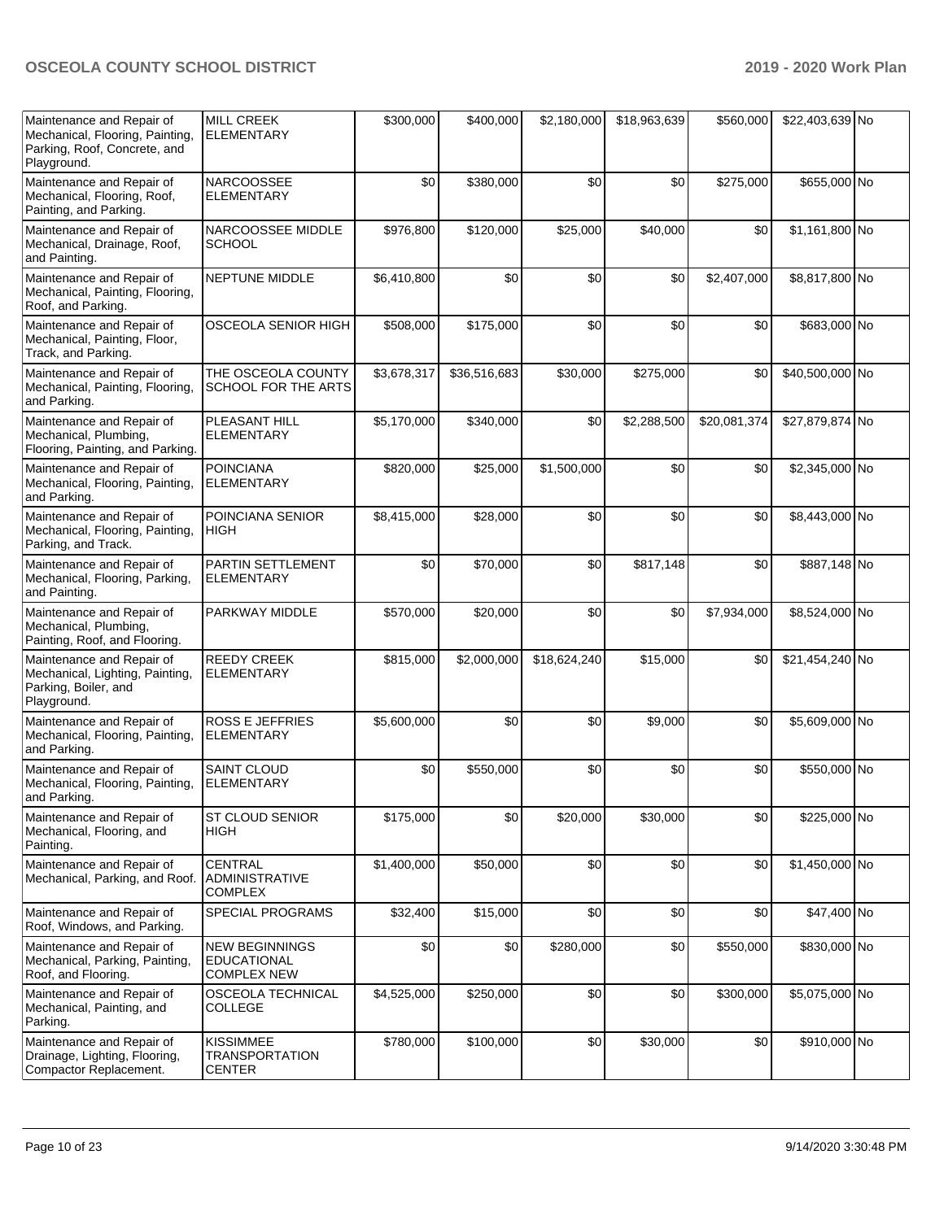| | | | | | | | | |
|---|---|---|---|---|---|---|---|---|
| Maintenance and Repair of Mechanical, Flooring, Painting, Parking, Roof, Concrete, and Playground. | MILL CREEK ELEMENTARY | $300,000 | $400,000 | $2,180,000 | $18,963,639 | $560,000 | $22,403,639 | No |
| Maintenance and Repair of Mechanical, Flooring, Roof, Painting, and Parking. | NARCOOSSEE ELEMENTARY | $0 | $380,000 | $0 | $0 | $275,000 | $655,000 | No |
| Maintenance and Repair of Mechanical, Drainage, Roof, and Painting. | NARCOOSSEE MIDDLE SCHOOL | $976,800 | $120,000 | $25,000 | $40,000 | $0 | $1,161,800 | No |
| Maintenance and Repair of Mechanical, Painting, Flooring, Roof, and Parking. | NEPTUNE MIDDLE | $6,410,800 | $0 | $0 | $0 | $2,407,000 | $8,817,800 | No |
| Maintenance and Repair of Mechanical, Painting, Floor, Track, and Parking. | OSCEOLA SENIOR HIGH | $508,000 | $175,000 | $0 | $0 | $0 | $683,000 | No |
| Maintenance and Repair of Mechanical, Painting, Flooring, and Parking. | THE OSCEOLA COUNTY SCHOOL FOR THE ARTS | $3,678,317 | $36,516,683 | $30,000 | $275,000 | $0 | $40,500,000 | No |
| Maintenance and Repair of Mechanical, Plumbing, Flooring, Painting, and Parking. | PLEASANT HILL ELEMENTARY | $5,170,000 | $340,000 | $0 | $2,288,500 | $20,081,374 | $27,879,874 | No |
| Maintenance and Repair of Mechanical, Flooring, Painting, and Parking. | POINCIANA ELEMENTARY | $820,000 | $25,000 | $1,500,000 | $0 | $0 | $2,345,000 | No |
| Maintenance and Repair of Mechanical, Flooring, Painting, Parking, and Track. | POINCIANA SENIOR HIGH | $8,415,000 | $28,000 | $0 | $0 | $0 | $8,443,000 | No |
| Maintenance and Repair of Mechanical, Flooring, Parking, and Painting. | PARTIN SETTLEMENT ELEMENTARY | $0 | $70,000 | $0 | $817,148 | $0 | $887,148 | No |
| Maintenance and Repair of Mechanical, Plumbing, Painting, Roof, and Flooring. | PARKWAY MIDDLE | $570,000 | $20,000 | $0 | $0 | $7,934,000 | $8,524,000 | No |
| Maintenance and Repair of Mechanical, Lighting, Painting, Parking, Boiler, and Playground. | REEDY CREEK ELEMENTARY | $815,000 | $2,000,000 | $18,624,240 | $15,000 | $0 | $21,454,240 | No |
| Maintenance and Repair of Mechanical, Flooring, Painting, and Parking. | ROSS E JEFFRIES ELEMENTARY | $5,600,000 | $0 | $0 | $9,000 | $0 | $5,609,000 | No |
| Maintenance and Repair of Mechanical, Flooring, Painting, and Parking. | SAINT CLOUD ELEMENTARY | $0 | $550,000 | $0 | $0 | $0 | $550,000 | No |
| Maintenance and Repair of Mechanical, Flooring, and Painting. | ST CLOUD SENIOR HIGH | $175,000 | $0 | $20,000 | $30,000 | $0 | $225,000 | No |
| Maintenance and Repair of Mechanical, Parking, and Roof. | CENTRAL ADMINISTRATIVE COMPLEX | $1,400,000 | $50,000 | $0 | $0 | $0 | $1,450,000 | No |
| Maintenance and Repair of Roof, Windows, and Parking. | SPECIAL PROGRAMS | $32,400 | $15,000 | $0 | $0 | $0 | $47,400 | No |
| Maintenance and Repair of Mechanical, Parking, Painting, Roof, and Flooring. | NEW BEGINNINGS EDUCATIONAL COMPLEX NEW | $0 | $0 | $280,000 | $0 | $550,000 | $830,000 | No |
| Maintenance and Repair of Mechanical, Painting, and Parking. | OSCEOLA TECHNICAL COLLEGE | $4,525,000 | $250,000 | $0 | $0 | $300,000 | $5,075,000 | No |
| Maintenance and Repair of Drainage, Lighting, Flooring, Compactor Replacement. | KISSIMMEE TRANSPORTATION CENTER | $780,000 | $100,000 | $0 | $30,000 | $0 | $910,000 | No |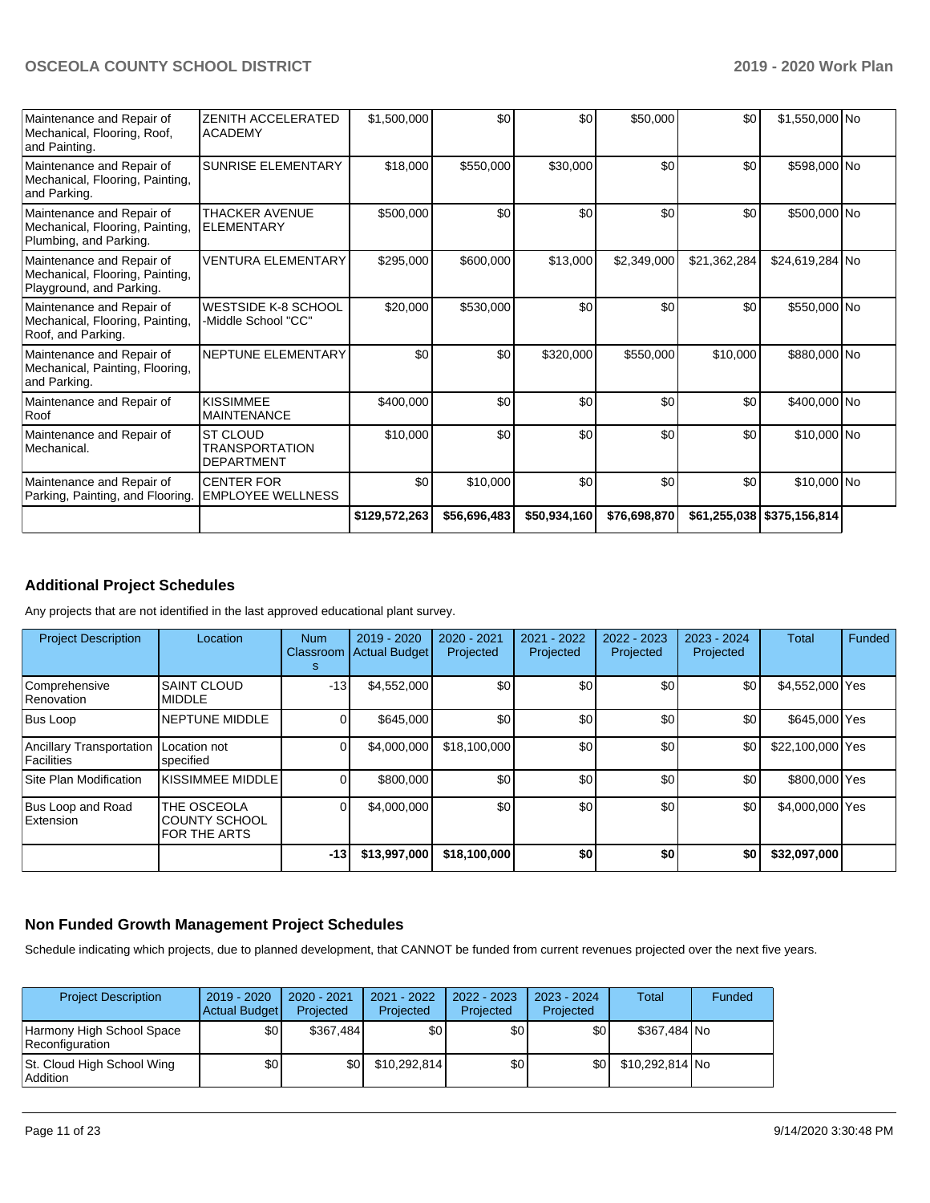| | | | | | | | | |
|---|---|---|---|---|---|---|---|---|
| Maintenance and Repair of Mechanical, Flooring, Roof, and Painting. | ZENITH ACCELERATED ACADEMY | $1,500,000 | $0 | $0 | $50,000 | $0 | $1,550,000 | No |
| Maintenance and Repair of Mechanical, Flooring, Painting, and Parking. | SUNRISE ELEMENTARY | $18,000 | $550,000 | $30,000 | $0 | $0 | $598,000 | No |
| Maintenance and Repair of Mechanical, Flooring, Painting, Plumbing, and Parking. | THACKER AVENUE ELEMENTARY | $500,000 | $0 | $0 | $0 | $0 | $500,000 | No |
| Maintenance and Repair of Mechanical, Flooring, Painting, Playground, and Parking. | VENTURA ELEMENTARY | $295,000 | $600,000 | $13,000 | $2,349,000 | $21,362,284 | $24,619,284 | No |
| Maintenance and Repair of Mechanical, Flooring, Painting, Roof, and Parking. | WESTSIDE K-8 SCHOOL -Middle School "CC" | $20,000 | $530,000 | $0 | $0 | $0 | $550,000 | No |
| Maintenance and Repair of Mechanical, Painting, Flooring, and Parking. | NEPTUNE ELEMENTARY | $0 | $0 | $320,000 | $550,000 | $10,000 | $880,000 | No |
| Maintenance and Repair of Roof | KISSIMMEE MAINTENANCE | $400,000 | $0 | $0 | $0 | $0 | $400,000 | No |
| Maintenance and Repair of Mechanical. | ST CLOUD TRANSPORTATION DEPARTMENT | $10,000 | $0 | $0 | $0 | $0 | $10,000 | No |
| Maintenance and Repair of Parking, Painting, and Flooring. | CENTER FOR EMPLOYEE WELLNESS | $0 | $10,000 | $0 | $0 | $0 | $10,000 | No |
| | | $129,572,263 | $56,696,483 | $50,934,160 | $76,698,870 | $61,255,038 | $375,156,814 | |

## Additional Project Schedules

Any projects that are not identified in the last approved educational plant survey.

| Project Description | Location | Num Classrooms | 2019 - 2020 Actual Budget | 2020 - 2021 Projected | 2021 - 2022 Projected | 2022 - 2023 Projected | 2023 - 2024 Projected | Total | Funded |
|---|---|---|---|---|---|---|---|---|---|
| Comprehensive Renovation | SAINT CLOUD MIDDLE | -13 | $4,552,000 | $0 | $0 | $0 | $0 | $4,552,000 | Yes |
| Bus Loop | NEPTUNE MIDDLE | 0 | $645,000 | $0 | $0 | $0 | $0 | $645,000 | Yes |
| Ancillary Transportation Facilities | Location not specified | 0 | $4,000,000 | $18,100,000 | $0 | $0 | $0 | $22,100,000 | Yes |
| Site Plan Modification | KISSIMMEE MIDDLE | 0 | $800,000 | $0 | $0 | $0 | $0 | $800,000 | Yes |
| Bus Loop and Road Extension | THE OSCEOLA COUNTY SCHOOL FOR THE ARTS | 0 | $4,000,000 | $0 | $0 | $0 | $0 | $4,000,000 | Yes |
| | | -13 | $13,997,000 | $18,100,000 | $0 | $0 | $0 | $32,097,000 | |

## Non Funded Growth Management Project Schedules

Schedule indicating which projects, due to planned development, that CANNOT be funded from current revenues projected over the next five years.

| Project Description | 2019 - 2020 Actual Budget | 2020 - 2021 Projected | 2021 - 2022 Projected | 2022 - 2023 Projected | 2023 - 2024 Projected | Total | Funded |
|---|---|---|---|---|---|---|---|
| Harmony High School Space Reconfiguration | $0 | $367,484 | $0 | $0 | $0 | $367,484 | No |
| St. Cloud High School Wing Addition | $0 | $0 | $10,292,814 | $0 | $0 | $10,292,814 | No |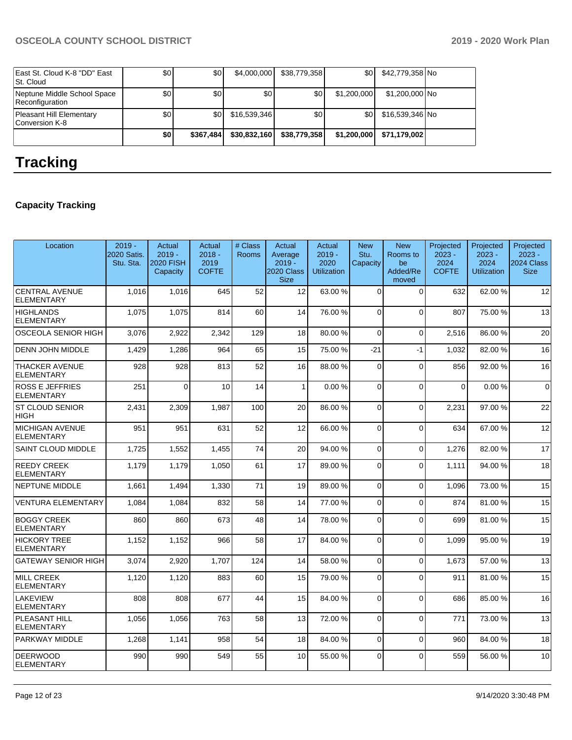| | | | | | | | |
|---|---|---|---|---|---|---|---|
| East St. Cloud K-8 "DD" East St. Cloud | $0 | $0 | $4,000,000 | $38,779,358 | $0 | $42,779,358 | No |
| Neptune Middle School Space Reconfiguration | $0 | $0 | $0 | $0 | $1,200,000 | $1,200,000 | No |
| Pleasant Hill Elementary Conversion K-8 | $0 | $0 | $16,539,346 | $0 | $0 | $16,539,346 | No |
| | **$0** | **$367,484** | **$30,832,160** | **$38,779,358** | **$1,200,000** | **$71,179,002** | |

# Tracking

### Capacity Tracking

| Location | 2019 - 2020 Satis. Stu. Sta. | Actual 2019 - 2020 FISH Capacity | Actual 2018 - 2019 COFTE | # Class Rooms | Actual Average 2019 - 2020 Class Size | Actual 2019 - 2020 Utilization | New Stu. Capacity | New Rooms to be Added/Removed | Projected 2023 - 2024 COFTE | Projected 2023 - 2024 Utilization | Projected 2023 - 2024 Class Size |
|---|---|---|---|---|---|---|---|---|---|---|---|
| CENTRAL AVENUE ELEMENTARY | 1,016 | 1,016 | 645 | 52 | 12 | 63.00 % | 0 | 0 | 632 | 62.00 % | 12 |
| HIGHLANDS ELEMENTARY | 1,075 | 1,075 | 814 | 60 | 14 | 76.00 % | 0 | 0 | 807 | 75.00 % | 13 |
| OSCEOLA SENIOR HIGH | 3,076 | 2,922 | 2,342 | 129 | 18 | 80.00 % | 0 | 0 | 2,516 | 86.00 % | 20 |
| DENN JOHN MIDDLE | 1,429 | 1,286 | 964 | 65 | 15 | 75.00 % | -21 | -1 | 1,032 | 82.00 % | 16 |
| THACKER AVENUE ELEMENTARY | 928 | 928 | 813 | 52 | 16 | 88.00 % | 0 | 0 | 856 | 92.00 % | 16 |
| ROSS E JEFFRIES ELEMENTARY | 251 | 0 | 10 | 14 | 1 | 0.00 % | 0 | 0 | 0 | 0.00 % | 0 |
| ST CLOUD SENIOR HIGH | 2,431 | 2,309 | 1,987 | 100 | 20 | 86.00 % | 0 | 0 | 2,231 | 97.00 % | 22 |
| MICHIGAN AVENUE ELEMENTARY | 951 | 951 | 631 | 52 | 12 | 66.00 % | 0 | 0 | 634 | 67.00 % | 12 |
| SAINT CLOUD MIDDLE | 1,725 | 1,552 | 1,455 | 74 | 20 | 94.00 % | 0 | 0 | 1,276 | 82.00 % | 17 |
| REEDY CREEK ELEMENTARY | 1,179 | 1,179 | 1,050 | 61 | 17 | 89.00 % | 0 | 0 | 1,111 | 94.00 % | 18 |
| NEPTUNE MIDDLE | 1,661 | 1,494 | 1,330 | 71 | 19 | 89.00 % | 0 | 0 | 1,096 | 73.00 % | 15 |
| VENTURA ELEMENTARY | 1,084 | 1,084 | 832 | 58 | 14 | 77.00 % | 0 | 0 | 874 | 81.00 % | 15 |
| BOGGY CREEK ELEMENTARY | 860 | 860 | 673 | 48 | 14 | 78.00 % | 0 | 0 | 699 | 81.00 % | 15 |
| HICKORY TREE ELEMENTARY | 1,152 | 1,152 | 966 | 58 | 17 | 84.00 % | 0 | 0 | 1,099 | 95.00 % | 19 |
| GATEWAY SENIOR HIGH | 3,074 | 2,920 | 1,707 | 124 | 14 | 58.00 % | 0 | 0 | 1,673 | 57.00 % | 13 |
| MILL CREEK ELEMENTARY | 1,120 | 1,120 | 883 | 60 | 15 | 79.00 % | 0 | 0 | 911 | 81.00 % | 15 |
| LAKEVIEW ELEMENTARY | 808 | 808 | 677 | 44 | 15 | 84.00 % | 0 | 0 | 686 | 85.00 % | 16 |
| PLEASANT HILL ELEMENTARY | 1,056 | 1,056 | 763 | 58 | 13 | 72.00 % | 0 | 0 | 771 | 73.00 % | 13 |
| PARKWAY MIDDLE | 1,268 | 1,141 | 958 | 54 | 18 | 84.00 % | 0 | 0 | 960 | 84.00 % | 18 |
| DEERWOOD ELEMENTARY | 990 | 990 | 549 | 55 | 10 | 55.00 % | 0 | 0 | 559 | 56.00 % | 10 |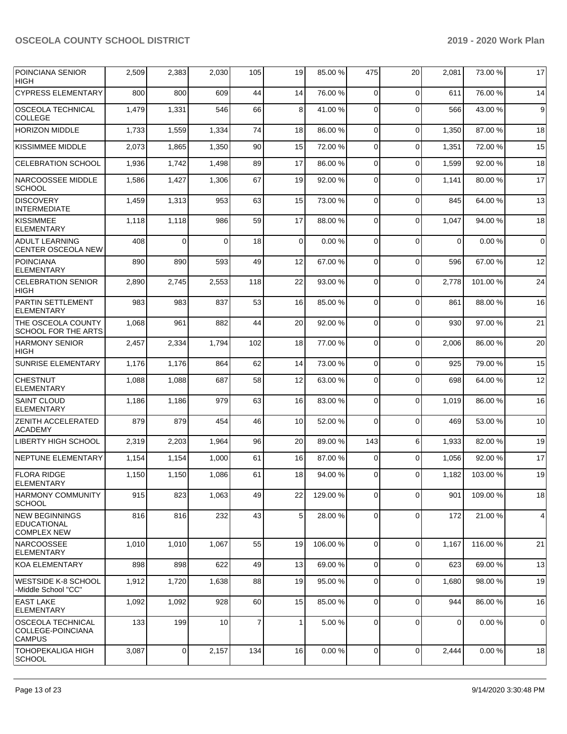| POINCIANA SENIOR HIGH | 2,509 | 2,383 | 2,030 | 105 | 19 | 85.00 % | 475 | 20 | 2,081 | 73.00 % | 17 |
|---|---|---|---|---|---|---|---|---|---|---|---|
| CYPRESS ELEMENTARY | 800 | 800 | 609 | 44 | 14 | 76.00 % | 0 | 0 | 611 | 76.00 % | 14 |
| OSCEOLA TECHNICAL COLLEGE | 1,479 | 1,331 | 546 | 66 | 8 | 41.00 % | 0 | 0 | 566 | 43.00 % | 9 |
| HORIZON MIDDLE | 1,733 | 1,559 | 1,334 | 74 | 18 | 86.00 % | 0 | 0 | 1,350 | 87.00 % | 18 |
| KISSIMMEE MIDDLE | 2,073 | 1,865 | 1,350 | 90 | 15 | 72.00 % | 0 | 0 | 1,351 | 72.00 % | 15 |
| CELEBRATION SCHOOL | 1,936 | 1,742 | 1,498 | 89 | 17 | 86.00 % | 0 | 0 | 1,599 | 92.00 % | 18 |
| NARCOOSSEE MIDDLE SCHOOL | 1,586 | 1,427 | 1,306 | 67 | 19 | 92.00 % | 0 | 0 | 1,141 | 80.00 % | 17 |
| DISCOVERY INTERMEDIATE | 1,459 | 1,313 | 953 | 63 | 15 | 73.00 % | 0 | 0 | 845 | 64.00 % | 13 |
| KISSIMMEE ELEMENTARY | 1,118 | 1,118 | 986 | 59 | 17 | 88.00 % | 0 | 0 | 1,047 | 94.00 % | 18 |
| ADULT LEARNING CENTER OSCEOLA NEW | 408 | 0 | 0 | 18 | 0 | 0.00 % | 0 | 0 | 0 | 0.00 % | 0 |
| POINCIANA ELEMENTARY | 890 | 890 | 593 | 49 | 12 | 67.00 % | 0 | 0 | 596 | 67.00 % | 12 |
| CELEBRATION SENIOR HIGH | 2,890 | 2,745 | 2,553 | 118 | 22 | 93.00 % | 0 | 0 | 2,778 | 101.00 % | 24 |
| PARTIN SETTLEMENT ELEMENTARY | 983 | 983 | 837 | 53 | 16 | 85.00 % | 0 | 0 | 861 | 88.00 % | 16 |
| THE OSCEOLA COUNTY SCHOOL FOR THE ARTS | 1,068 | 961 | 882 | 44 | 20 | 92.00 % | 0 | 0 | 930 | 97.00 % | 21 |
| HARMONY SENIOR HIGH | 2,457 | 2,334 | 1,794 | 102 | 18 | 77.00 % | 0 | 0 | 2,006 | 86.00 % | 20 |
| SUNRISE ELEMENTARY | 1,176 | 1,176 | 864 | 62 | 14 | 73.00 % | 0 | 0 | 925 | 79.00 % | 15 |
| CHESTNUT ELEMENTARY | 1,088 | 1,088 | 687 | 58 | 12 | 63.00 % | 0 | 0 | 698 | 64.00 % | 12 |
| SAINT CLOUD ELEMENTARY | 1,186 | 1,186 | 979 | 63 | 16 | 83.00 % | 0 | 0 | 1,019 | 86.00 % | 16 |
| ZENITH ACCELERATED ACADEMY | 879 | 879 | 454 | 46 | 10 | 52.00 % | 0 | 0 | 469 | 53.00 % | 10 |
| LIBERTY HIGH SCHOOL | 2,319 | 2,203 | 1,964 | 96 | 20 | 89.00 % | 143 | 6 | 1,933 | 82.00 % | 19 |
| NEPTUNE ELEMENTARY | 1,154 | 1,154 | 1,000 | 61 | 16 | 87.00 % | 0 | 0 | 1,056 | 92.00 % | 17 |
| FLORA RIDGE ELEMENTARY | 1,150 | 1,150 | 1,086 | 61 | 18 | 94.00 % | 0 | 0 | 1,182 | 103.00 % | 19 |
| HARMONY COMMUNITY SCHOOL | 915 | 823 | 1,063 | 49 | 22 | 129.00 % | 0 | 0 | 901 | 109.00 % | 18 |
| NEW BEGINNINGS EDUCATIONAL COMPLEX NEW | 816 | 816 | 232 | 43 | 5 | 28.00 % | 0 | 0 | 172 | 21.00 % | 4 |
| NARCOOSSEE ELEMENTARY | 1,010 | 1,010 | 1,067 | 55 | 19 | 106.00 % | 0 | 0 | 1,167 | 116.00 % | 21 |
| KOA ELEMENTARY | 898 | 898 | 622 | 49 | 13 | 69.00 % | 0 | 0 | 623 | 69.00 % | 13 |
| WESTSIDE K-8 SCHOOL -Middle School "CC" | 1,912 | 1,720 | 1,638 | 88 | 19 | 95.00 % | 0 | 0 | 1,680 | 98.00 % | 19 |
| EAST LAKE ELEMENTARY | 1,092 | 1,092 | 928 | 60 | 15 | 85.00 % | 0 | 0 | 944 | 86.00 % | 16 |
| OSCEOLA TECHNICAL COLLEGE-POINCIANA CAMPUS | 133 | 199 | 10 | 7 | 1 | 5.00 % | 0 | 0 | 0 | 0.00 % | 0 |
| TOHOPEKALIGA HIGH SCHOOL | 3,087 | 0 | 2,157 | 134 | 16 | 0.00 % | 0 | 0 | 2,444 | 0.00 % | 18 |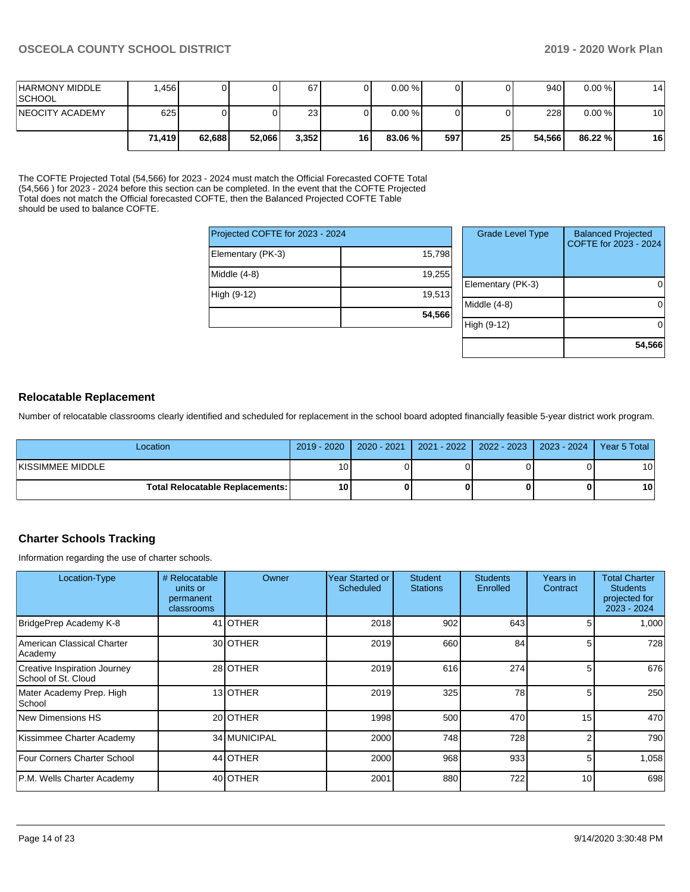| | | | | | | | | | | |
|---|---|---|---|---|---|---|---|---|---|---|
| HARMONY MIDDLE SCHOOL | 1,456 | 0 | 0 | 67 | 0 | 0.00 % | 0 | 0 | 940 | 0.00 % | 14 |
| NEOCITY ACADEMY | 625 | 0 | 0 | 23 | 0 | 0.00 % | 0 | 0 | 228 | 0.00 % | 10 |
| | **71,419** | **62,688** | **52,066** | **3,352** | **16** | **83.06 %** | **597** | **25** | **54,566** | **86.22 %** | **16** |

The COFTE Projected Total (54,566) for 2023 - 2024 must match the Official Forecasted COFTE Total (54,566 ) for 2023 - 2024 before this section can be completed. In the event that the COFTE Projected Total does not match the Official forecasted COFTE, then the Balanced Projected COFTE Table should be used to balance COFTE.

| Projected COFTE for 2023 - 2024 | |
|---|---|
| Elementary (PK-3) | 15,798 |
| Middle (4-8) | 19,255 |
| High (9-12) | 19,513 |
| | **54,566** |

| Grade Level Type | Balanced Projected COFTE for 2023 - 2024 |
|---|---|
| Elementary (PK-3) | 0 |
| Middle (4-8) | 0 |
| High (9-12) | 0 |
| | **54,566** |

## Relocatable Replacement

Number of relocatable classrooms clearly identified and scheduled for replacement in the school board adopted financially feasible 5-year district work program.

| Location | 2019 - 2020 | 2020 - 2021 | 2021 - 2022 | 2022 - 2023 | 2023 - 2024 | Year 5 Total |
|---|---|---|---|---|---|---|
| KISSIMMEE MIDDLE | 10 | 0 | 0 | 0 | 0 | 10 |
| **Total Relocatable Replacements:** | **10** | **0** | **0** | **0** | **0** | **10** |

## Charter Schools Tracking

Information regarding the use of charter schools.

| Location-Type | # Relocatable units or permanent classrooms | Owner | Year Started or Scheduled | Student Stations | Students Enrolled | Years in Contract | Total Charter Students projected for 2023 - 2024 |
|---|---|---|---|---|---|---|---|
| BridgePrep Academy K-8 | 41 | OTHER | 2018 | 902 | 643 | 5 | 1,000 |
| American Classical Charter Academy | 30 | OTHER | 2019 | 660 | 84 | 5 | 728 |
| Creative Inspiration Journey School of St. Cloud | 28 | OTHER | 2019 | 616 | 274 | 5 | 676 |
| Mater Academy Prep. High School | 13 | OTHER | 2019 | 325 | 78 | 5 | 250 |
| New Dimensions HS | 20 | OTHER | 1998 | 500 | 470 | 15 | 470 |
| Kissimmee Charter Academy | 34 | MUNICIPAL | 2000 | 748 | 728 | 2 | 790 |
| Four Corners Charter School | 44 | OTHER | 2000 | 968 | 933 | 5 | 1,058 |
| P.M. Wells Charter Academy | 40 | OTHER | 2001 | 880 | 722 | 10 | 698 |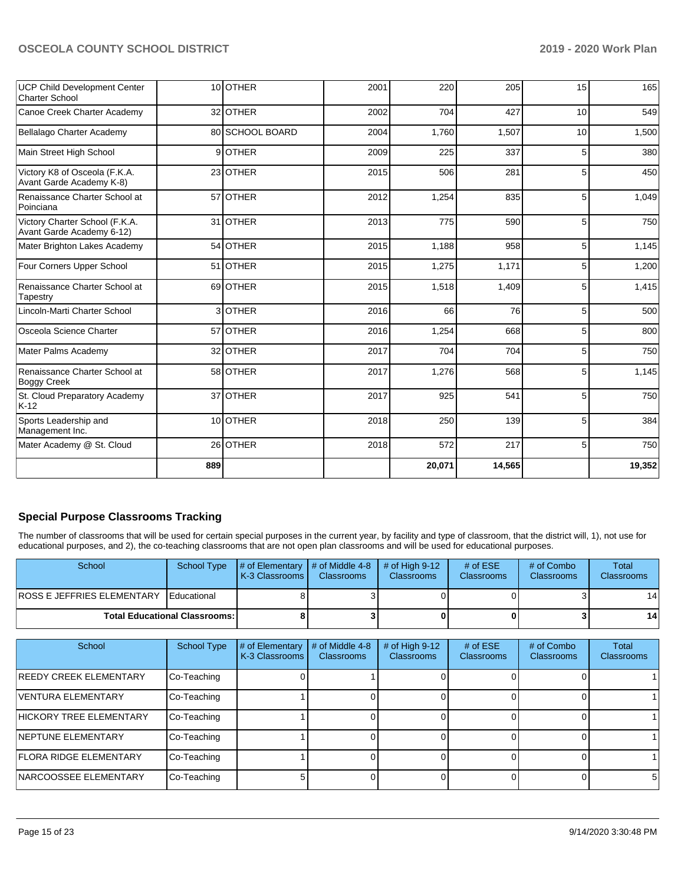| | | | | | | | |
|---|---|---|---|---|---|---|---|
| UCP Child Development Center Charter School | 10 | OTHER | 2001 | 220 | 205 | 15 | 165 |
| Canoe Creek Charter Academy | 32 | OTHER | 2002 | 704 | 427 | 10 | 549 |
| Bellalago Charter Academy | 80 | SCHOOL BOARD | 2004 | 1,760 | 1,507 | 10 | 1,500 |
| Main Street High School | 9 | OTHER | 2009 | 225 | 337 | 5 | 380 |
| Victory K8 of Osceola (F.K.A. Avant Garde Academy K-8) | 23 | OTHER | 2015 | 506 | 281 | 5 | 450 |
| Renaissance Charter School at Poinciana | 57 | OTHER | 2012 | 1,254 | 835 | 5 | 1,049 |
| Victory Charter School (F.K.A. Avant Garde Academy 6-12) | 31 | OTHER | 2013 | 775 | 590 | 5 | 750 |
| Mater Brighton Lakes Academy | 54 | OTHER | 2015 | 1,188 | 958 | 5 | 1,145 |
| Four Corners Upper School | 51 | OTHER | 2015 | 1,275 | 1,171 | 5 | 1,200 |
| Renaissance Charter School at Tapestry | 69 | OTHER | 2015 | 1,518 | 1,409 | 5 | 1,415 |
| Lincoln-Marti Charter School | 3 | OTHER | 2016 | 66 | 76 | 5 | 500 |
| Osceola Science Charter | 57 | OTHER | 2016 | 1,254 | 668 | 5 | 800 |
| Mater Palms Academy | 32 | OTHER | 2017 | 704 | 704 | 5 | 750 |
| Renaissance Charter School at Boggy Creek | 58 | OTHER | 2017 | 1,276 | 568 | 5 | 1,145 |
| St. Cloud Preparatory Academy K-12 | 37 | OTHER | 2017 | 925 | 541 | 5 | 750 |
| Sports Leadership and Management Inc. | 10 | OTHER | 2018 | 250 | 139 | 5 | 384 |
| Mater Academy @ St. Cloud | 26 | OTHER | 2018 | 572 | 217 | 5 | 750 |
| | **889** | | | **20,071** | **14,565** | | **19,352** |

## Special Purpose Classrooms Tracking

The number of classrooms that will be used for certain special purposes in the current year, by facility and type of classroom, that the district will, 1), not use for educational purposes, and 2), the co-teaching classrooms that are not open plan classrooms and will be used for educational purposes.

| School | School Type | # of Elementary K-3 Classrooms | # of Middle 4-8 Classrooms | # of High 9-12 Classrooms | # of ESE Classrooms | # of Combo Classrooms | Total Classrooms |
|---|---|---|---|---|---|---|---|
| ROSS E JEFFRIES ELEMENTARY | Educational | 8 | 3 | 0 | 0 | 3 | 14 |
| **Total Educational Classrooms:** | | **8** | **3** | **0** | **0** | **3** | **14** |

| School | School Type | # of Elementary K-3 Classrooms | # of Middle 4-8 Classrooms | # of High 9-12 Classrooms | # of ESE Classrooms | # of Combo Classrooms | Total Classrooms |
|---|---|---|---|---|---|---|---|
| REEDY CREEK ELEMENTARY | Co-Teaching | 0 | 1 | 0 | 0 | 0 | 1 |
| VENTURA ELEMENTARY | Co-Teaching | 1 | 0 | 0 | 0 | 0 | 1 |
| HICKORY TREE ELEMENTARY | Co-Teaching | 1 | 0 | 0 | 0 | 0 | 1 |
| NEPTUNE ELEMENTARY | Co-Teaching | 1 | 0 | 0 | 0 | 0 | 1 |
| FLORA RIDGE ELEMENTARY | Co-Teaching | 1 | 0 | 0 | 0 | 0 | 1 |
| NARCOOSSEE ELEMENTARY | Co-Teaching | 5 | 0 | 0 | 0 | 0 | 5 |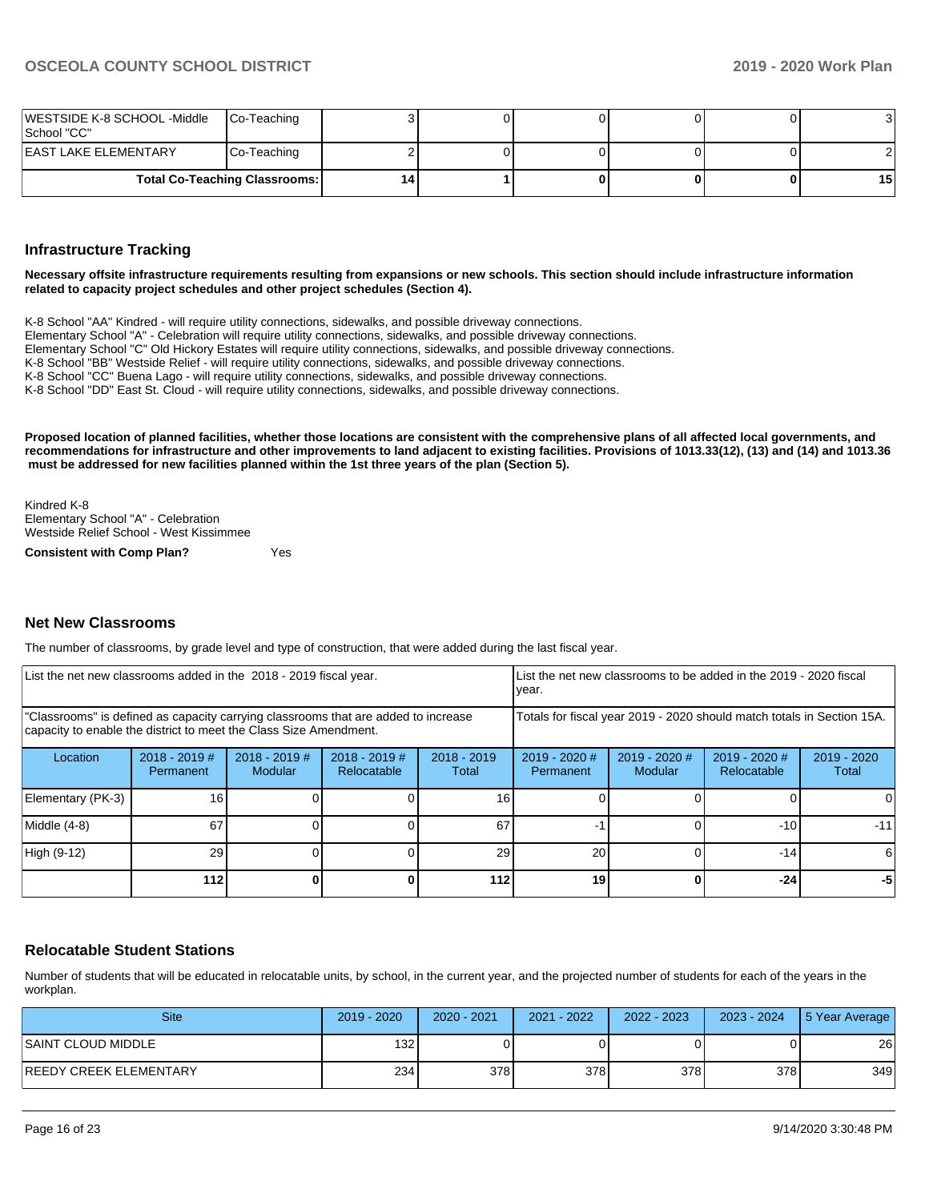| | | | | | | | |
|---|---|---|---|---|---|---|---|
| WESTSIDE K-8 SCHOOL -Middle School "CC" | Co-Teaching | 3 | 0 | 0 | 0 | 0 | 3 |
| EAST LAKE ELEMENTARY | Co-Teaching | 2 | 0 | 0 | 0 | 0 | 2 |
| **Total Co-Teaching Classrooms:** | | **14** | **1** | **0** | **0** | **0** | **15** |

## Infrastructure Tracking

**Necessary offsite infrastructure requirements resulting from expansions or new schools. This section should include infrastructure information related to capacity project schedules and other project schedules (Section 4).**

K-8 School "AA" Kindred - will require utility connections, sidewalks, and possible driveway connections.
Elementary School "A" - Celebration will require utility connections, sidewalks, and possible driveway connections.
Elementary School "C" Old Hickory Estates will require utility connections, sidewalks, and possible driveway connections.
K-8 School "BB" Westside Relief - will require utility connections, sidewalks, and possible driveway connections.
K-8 School "CC" Buena Lago - will require utility connections, sidewalks, and possible driveway connections.
K-8 School "DD" East St. Cloud - will require utility connections, sidewalks, and possible driveway connections.

**Proposed location of planned facilities, whether those locations are consistent with the comprehensive plans of all affected local governments, and recommendations for infrastructure and other improvements to land adjacent to existing facilities. Provisions of 1013.33(12), (13) and (14) and 1013.36 must be addressed for new facilities planned within the 1st three years of the plan (Section 5).**

Kindred K-8
Elementary School "A" - Celebration
Westside Relief School - West Kissimmee

**Consistent with Comp Plan?** Yes

## Net New Classrooms

The number of classrooms, by grade level and type of construction, that were added during the last fiscal year.

| List the net new classrooms added in the 2018 - 2019 fiscal year. | | | | | List the net new classrooms to be added in the 2019 - 2020 fiscal year. | | | |
|---|---|---|---|---|---|---|---|---|
| "Classrooms" is defined as capacity carrying classrooms that are added to increase capacity to enable the district to meet the Class Size Amendment. | | | | | Totals for fiscal year 2019 - 2020 should match totals in Section 15A. | | | |
| Location | 2018 - 2019 # Permanent | 2018 - 2019 # Modular | 2018 - 2019 # Relocatable | 2018 - 2019 Total | 2019 - 2020 # Permanent | 2019 - 2020 # Modular | 2019 - 2020 # Relocatable | 2019 - 2020 Total |
| Elementary (PK-3) | 16 | 0 | 0 | 16 | 0 | 0 | 0 | 0 |
| Middle (4-8) | 67 | 0 | 0 | 67 | -1 | 0 | -10 | -11 |
| High (9-12) | 29 | 0 | 0 | 29 | 20 | 0 | -14 | 6 |
| | **112** | **0** | **0** | **112** | **19** | **0** | **-24** | **-5** |

## Relocatable Student Stations

Number of students that will be educated in relocatable units, by school, in the current year, and the projected number of students for each of the years in the workplan.

| Site | 2019 - 2020 | 2020 - 2021 | 2021 - 2022 | 2022 - 2023 | 2023 - 2024 | 5 Year Average |
|---|---|---|---|---|---|---|
| SAINT CLOUD MIDDLE | 132 | 0 | 0 | 0 | 0 | 26 |
| REEDY CREEK ELEMENTARY | 234 | 378 | 378 | 378 | 378 | 349 |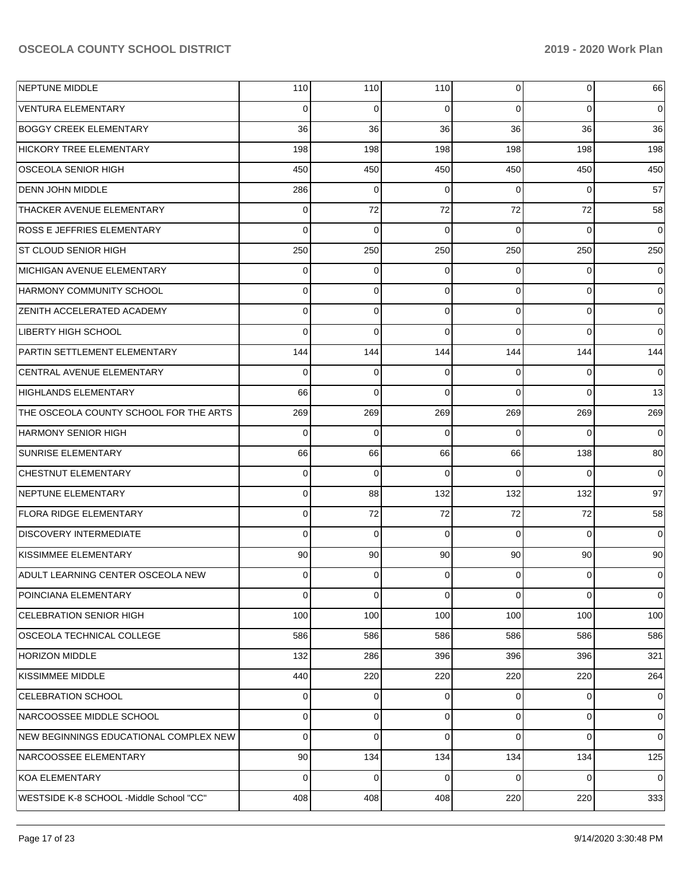| | | | | | | |
|---|---|---|---|---|---|---|
| NEPTUNE MIDDLE | 110 | 110 | 110 | 0 | 0 | 66 |
| VENTURA ELEMENTARY | 0 | 0 | 0 | 0 | 0 | 0 |
| BOGGY CREEK ELEMENTARY | 36 | 36 | 36 | 36 | 36 | 36 |
| HICKORY TREE ELEMENTARY | 198 | 198 | 198 | 198 | 198 | 198 |
| OSCEOLA SENIOR HIGH | 450 | 450 | 450 | 450 | 450 | 450 |
| DENN JOHN MIDDLE | 286 | 0 | 0 | 0 | 0 | 57 |
| THACKER AVENUE ELEMENTARY | 0 | 72 | 72 | 72 | 72 | 58 |
| ROSS E JEFFRIES ELEMENTARY | 0 | 0 | 0 | 0 | 0 | 0 |
| ST CLOUD SENIOR HIGH | 250 | 250 | 250 | 250 | 250 | 250 |
| MICHIGAN AVENUE ELEMENTARY | 0 | 0 | 0 | 0 | 0 | 0 |
| HARMONY COMMUNITY SCHOOL | 0 | 0 | 0 | 0 | 0 | 0 |
| ZENITH ACCELERATED ACADEMY | 0 | 0 | 0 | 0 | 0 | 0 |
| LIBERTY HIGH SCHOOL | 0 | 0 | 0 | 0 | 0 | 0 |
| PARTIN SETTLEMENT ELEMENTARY | 144 | 144 | 144 | 144 | 144 | 144 |
| CENTRAL AVENUE ELEMENTARY | 0 | 0 | 0 | 0 | 0 | 0 |
| HIGHLANDS ELEMENTARY | 66 | 0 | 0 | 0 | 0 | 13 |
| THE OSCEOLA COUNTY SCHOOL FOR THE ARTS | 269 | 269 | 269 | 269 | 269 | 269 |
| HARMONY SENIOR HIGH | 0 | 0 | 0 | 0 | 0 | 0 |
| SUNRISE ELEMENTARY | 66 | 66 | 66 | 66 | 138 | 80 |
| CHESTNUT ELEMENTARY | 0 | 0 | 0 | 0 | 0 | 0 |
| NEPTUNE ELEMENTARY | 0 | 88 | 132 | 132 | 132 | 97 |
| FLORA RIDGE ELEMENTARY | 0 | 72 | 72 | 72 | 72 | 58 |
| DISCOVERY INTERMEDIATE | 0 | 0 | 0 | 0 | 0 | 0 |
| KISSIMMEE ELEMENTARY | 90 | 90 | 90 | 90 | 90 | 90 |
| ADULT LEARNING CENTER OSCEOLA NEW | 0 | 0 | 0 | 0 | 0 | 0 |
| POINCIANA ELEMENTARY | 0 | 0 | 0 | 0 | 0 | 0 |
| CELEBRATION SENIOR HIGH | 100 | 100 | 100 | 100 | 100 | 100 |
| OSCEOLA TECHNICAL COLLEGE | 586 | 586 | 586 | 586 | 586 | 586 |
| HORIZON MIDDLE | 132 | 286 | 396 | 396 | 396 | 321 |
| KISSIMMEE MIDDLE | 440 | 220 | 220 | 220 | 220 | 264 |
| CELEBRATION SCHOOL | 0 | 0 | 0 | 0 | 0 | 0 |
| NARCOOSSEE MIDDLE SCHOOL | 0 | 0 | 0 | 0 | 0 | 0 |
| NEW BEGINNINGS EDUCATIONAL COMPLEX NEW | 0 | 0 | 0 | 0 | 0 | 0 |
| NARCOOSSEE ELEMENTARY | 90 | 134 | 134 | 134 | 134 | 125 |
| KOA ELEMENTARY | 0 | 0 | 0 | 0 | 0 | 0 |
| WESTSIDE K-8 SCHOOL -Middle School "CC" | 408 | 408 | 408 | 220 | 220 | 333 |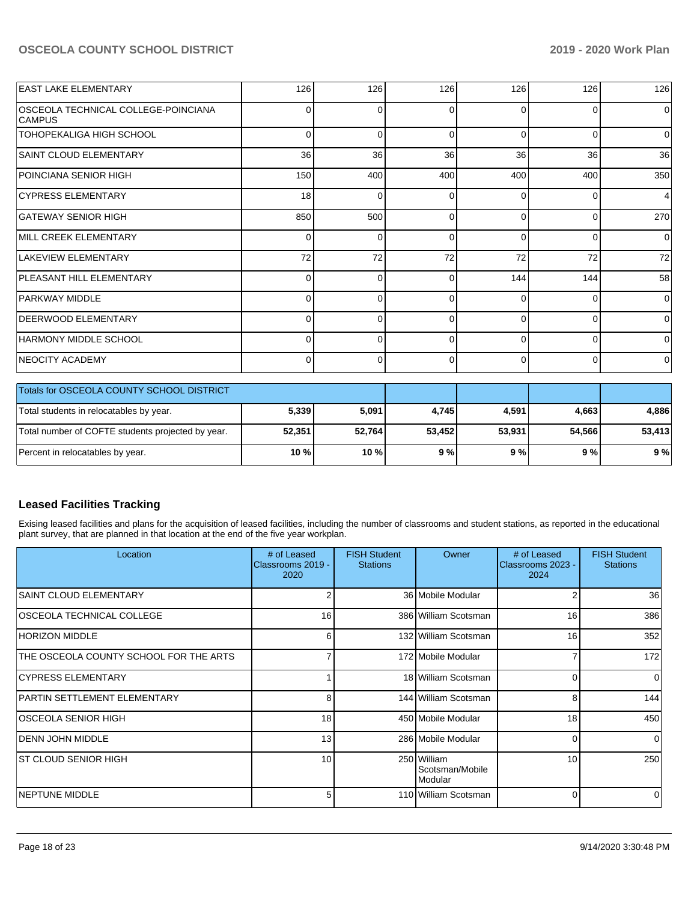| | | | | | | |
|---|---|---|---|---|---|---|
| EAST LAKE ELEMENTARY | 126 | 126 | 126 | 126 | 126 | 126 |
| OSCEOLA TECHNICAL COLLEGE-POINCIANA CAMPUS | 0 | 0 | 0 | 0 | 0 | 0 |
| TOHOPEKALIGA HIGH SCHOOL | 0 | 0 | 0 | 0 | 0 | 0 |
| SAINT CLOUD ELEMENTARY | 36 | 36 | 36 | 36 | 36 | 36 |
| POINCIANA SENIOR HIGH | 150 | 400 | 400 | 400 | 400 | 350 |
| CYPRESS ELEMENTARY | 18 | 0 | 0 | 0 | 0 | 4 |
| GATEWAY SENIOR HIGH | 850 | 500 | 0 | 0 | 0 | 270 |
| MILL CREEK ELEMENTARY | 0 | 0 | 0 | 0 | 0 | 0 |
| LAKEVIEW ELEMENTARY | 72 | 72 | 72 | 72 | 72 | 72 |
| PLEASANT HILL ELEMENTARY | 0 | 0 | 0 | 144 | 144 | 58 |
| PARKWAY MIDDLE | 0 | 0 | 0 | 0 | 0 | 0 |
| DEERWOOD ELEMENTARY | 0 | 0 | 0 | 0 | 0 | 0 |
| HARMONY MIDDLE SCHOOL | 0 | 0 | 0 | 0 | 0 | 0 |
| NEOCITY ACADEMY | 0 | 0 | 0 | 0 | 0 | 0 |

| Totals for OSCEOLA COUNTY SCHOOL DISTRICT | | | | | | |
|---|---|---|---|---|---|---|
| Total students in relocatables by year. | **5,339** | **5,091** | **4,745** | **4,591** | **4,663** | **4,886** |
| Total number of COFTE students projected by year. | **52,351** | **52,764** | **53,452** | **53,931** | **54,566** | **53,413** |
| Percent in relocatables by year. | **10 %** | **10 %** | **9 %** | **9 %** | **9 %** | **9 %** |

## Leased Facilities Tracking

Exising leased facilities and plans for the acquisition of leased facilities, including the number of classrooms and student stations, as reported in the educational plant survey, that are planned in that location at the end of the five year workplan.

| Location | # of Leased Classrooms 2019 - 2020 | FISH Student Stations | Owner | # of Leased Classrooms 2023 - 2024 | FISH Student Stations |
|---|---|---|---|---|---|
| SAINT CLOUD ELEMENTARY | 2 | 36 | Mobile Modular | 2 | 36 |
| OSCEOLA TECHNICAL COLLEGE | 16 | 386 | William Scotsman | 16 | 386 |
| HORIZON MIDDLE | 6 | 132 | William Scotsman | 16 | 352 |
| THE OSCEOLA COUNTY SCHOOL FOR THE ARTS | 7 | 172 | Mobile Modular | 7 | 172 |
| CYPRESS ELEMENTARY | 1 | 18 | William Scotsman | 0 | 0 |
| PARTIN SETTLEMENT ELEMENTARY | 8 | 144 | William Scotsman | 8 | 144 |
| OSCEOLA SENIOR HIGH | 18 | 450 | Mobile Modular | 18 | 450 |
| DENN JOHN MIDDLE | 13 | 286 | Mobile Modular | 0 | 0 |
| ST CLOUD SENIOR HIGH | 10 | 250 | William Scotsman/Mobile Modular | 10 | 250 |
| NEPTUNE MIDDLE | 5 | 110 | William Scotsman | 0 | 0 |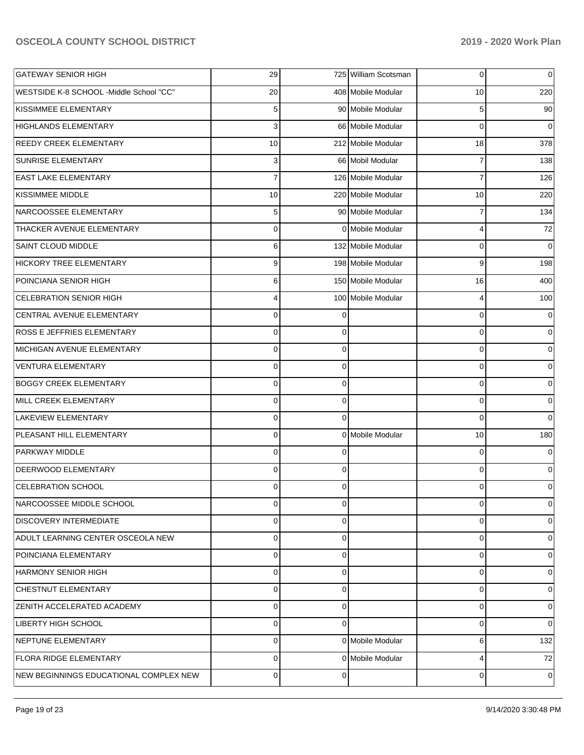| | | | | | |
|---|---|---|---|---|---|
| GATEWAY SENIOR HIGH | 29 | 725 | William Scotsman | 0 | 0 |
| WESTSIDE K-8 SCHOOL -Middle School "CC" | 20 | 408 | Mobile Modular | 10 | 220 |
| KISSIMMEE ELEMENTARY | 5 | 90 | Mobile Modular | 5 | 90 |
| HIGHLANDS ELEMENTARY | 3 | 66 | Mobile Modular | 0 | 0 |
| REEDY CREEK ELEMENTARY | 10 | 212 | Mobile Modular | 18 | 378 |
| SUNRISE ELEMENTARY | 3 | 66 | Mobil Modular | 7 | 138 |
| EAST LAKE ELEMENTARY | 7 | 126 | Mobile Modular | 7 | 126 |
| KISSIMMEE MIDDLE | 10 | 220 | Mobile Modular | 10 | 220 |
| NARCOOSSEE ELEMENTARY | 5 | 90 | Mobile Modular | 7 | 134 |
| THACKER AVENUE ELEMENTARY | 0 | 0 | Mobile Modular | 4 | 72 |
| SAINT CLOUD MIDDLE | 6 | 132 | Mobile Modular | 0 | 0 |
| HICKORY TREE ELEMENTARY | 9 | 198 | Mobile Modular | 9 | 198 |
| POINCIANA SENIOR HIGH | 6 | 150 | Mobile Modular | 16 | 400 |
| CELEBRATION SENIOR HIGH | 4 | 100 | Mobile Modular | 4 | 100 |
| CENTRAL AVENUE ELEMENTARY | 0 | 0 | | 0 | 0 |
| ROSS E JEFFRIES ELEMENTARY | 0 | 0 | | 0 | 0 |
| MICHIGAN AVENUE ELEMENTARY | 0 | 0 | | 0 | 0 |
| VENTURA ELEMENTARY | 0 | 0 | | 0 | 0 |
| BOGGY CREEK ELEMENTARY | 0 | 0 | | 0 | 0 |
| MILL CREEK ELEMENTARY | 0 | 0 | | 0 | 0 |
| LAKEVIEW ELEMENTARY | 0 | 0 | | 0 | 0 |
| PLEASANT HILL ELEMENTARY | 0 | 0 | Mobile Modular | 10 | 180 |
| PARKWAY MIDDLE | 0 | 0 | | 0 | 0 |
| DEERWOOD ELEMENTARY | 0 | 0 | | 0 | 0 |
| CELEBRATION SCHOOL | 0 | 0 | | 0 | 0 |
| NARCOOSSEE MIDDLE SCHOOL | 0 | 0 | | 0 | 0 |
| DISCOVERY INTERMEDIATE | 0 | 0 | | 0 | 0 |
| ADULT LEARNING CENTER OSCEOLA NEW | 0 | 0 | | 0 | 0 |
| POINCIANA ELEMENTARY | 0 | 0 | | 0 | 0 |
| HARMONY SENIOR HIGH | 0 | 0 | | 0 | 0 |
| CHESTNUT ELEMENTARY | 0 | 0 | | 0 | 0 |
| ZENITH ACCELERATED ACADEMY | 0 | 0 | | 0 | 0 |
| LIBERTY HIGH SCHOOL | 0 | 0 | | 0 | 0 |
| NEPTUNE ELEMENTARY | 0 | 0 | Mobile Modular | 6 | 132 |
| FLORA RIDGE ELEMENTARY | 0 | 0 | Mobile Modular | 4 | 72 |
| NEW BEGINNINGS EDUCATIONAL COMPLEX NEW | 0 | 0 | | 0 | 0 |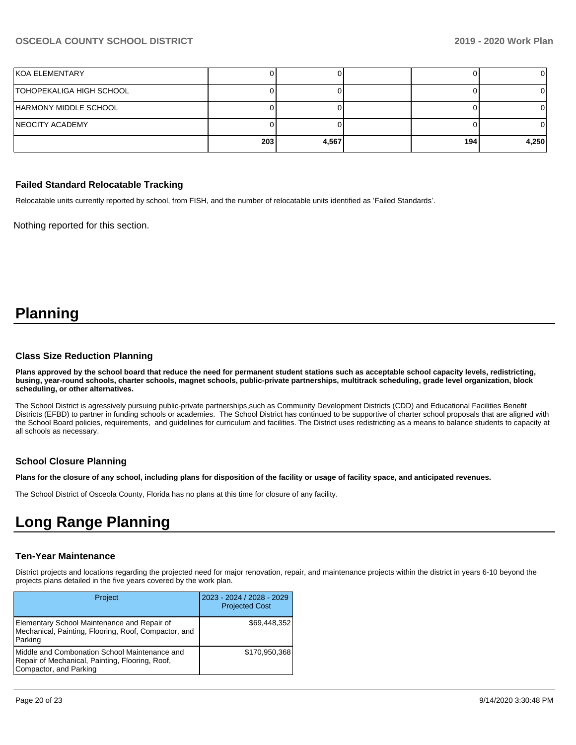| | | | | | |
|---|---|---|---|---|---|
| KOA ELEMENTARY | 0 | 0 | | 0 | 0 |
| TOHOPEKALIGA HIGH SCHOOL | 0 | 0 | | 0 | 0 |
| HARMONY MIDDLE SCHOOL | 0 | 0 | | 0 | 0 |
| NEOCITY ACADEMY | 0 | 0 | | 0 | 0 |
| | 203 | 4,567 | | 194 | 4,250 |

### Failed Standard Relocatable Tracking

Relocatable units currently reported by school, from FISH, and the number of relocatable units identified as 'Failed Standards'.

Nothing reported for this section.

# Planning

### Class Size Reduction Planning

**Plans approved by the school board that reduce the need for permanent student stations such as acceptable school capacity levels, redistricting, busing, year-round schools, charter schools, magnet schools, public-private partnerships, multitrack scheduling, grade level organization, block scheduling, or other alternatives.**

The School District is agressively pursuing public-private partnerships,such as Community Development Districts (CDD) and Educational Facilities Benefit Districts (EFBD) to partner in funding schools or academies. The School District has continued to be supportive of charter school proposals that are aligned with the School Board policies, requirements, and guidelines for curriculum and facilities. The District uses redistricting as a means to balance students to capacity at all schools as necessary.

### School Closure Planning

**Plans for the closure of any school, including plans for disposition of the facility or usage of facility space, and anticipated revenues.**

The School District of Osceola County, Florida has no plans at this time for closure of any facility.

# Long Range Planning

### Ten-Year Maintenance

District projects and locations regarding the projected need for major renovation, repair, and maintenance projects within the district in years 6-10 beyond the projects plans detailed in the five years covered by the work plan.

| Project | 2023 - 2024 / 2028 - 2029 Projected Cost |
|---|---|
| Elementary School Maintenance and Repair of Mechanical, Painting, Flooring, Roof, Compactor, and Parking | $69,448,352 |
| Middle and Combonation School Maintenance and Repair of Mechanical, Painting, Flooring, Roof, Compactor, and Parking | $170,950,368 |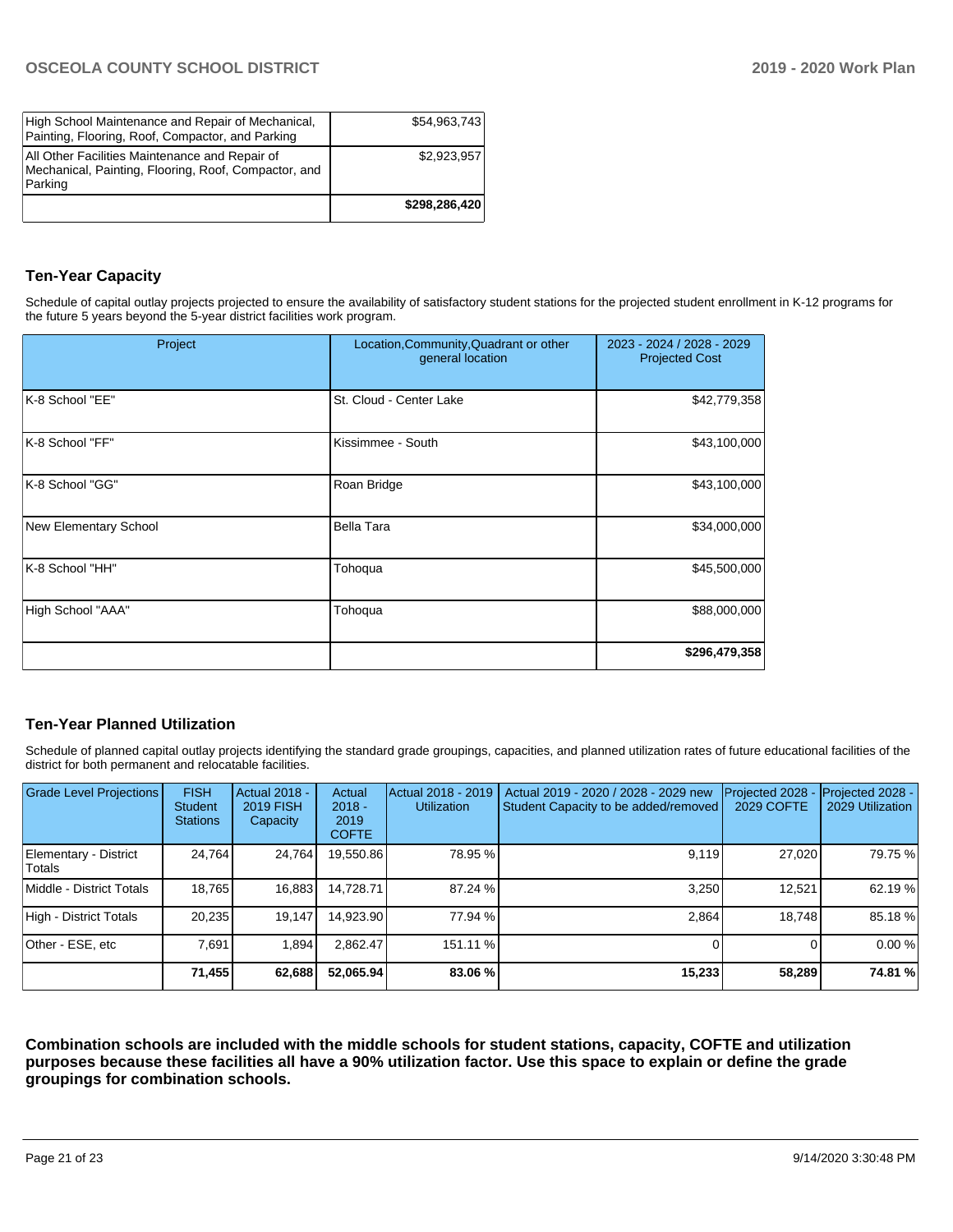| | |
|---|---|
| High School Maintenance and Repair of Mechanical, Painting, Flooring, Roof, Compactor, and Parking | $54,963,743 |
| All Other Facilities Maintenance and Repair of Mechanical, Painting, Flooring, Roof, Compactor, and Parking | $2,923,957 |
| | **$298,286,420** |

## Ten-Year Capacity

Schedule of capital outlay projects projected to ensure the availability of satisfactory student stations for the projected student enrollment in K-12 programs for the future 5 years beyond the 5-year district facilities work program.

| Project | Location,Community,Quadrant or other general location | 2023 - 2024 / 2028 - 2029 Projected Cost |
|---|---|---|
| K-8 School "EE" | St. Cloud - Center Lake | $42,779,358 |
| K-8 School "FF" | Kissimmee - South | $43,100,000 |
| K-8 School "GG" | Roan Bridge | $43,100,000 |
| New Elementary School | Bella Tara | $34,000,000 |
| K-8 School "HH" | Tohoqua | $45,500,000 |
| High School "AAA" | Tohoqua | $88,000,000 |
| | | **$296,479,358** |

## Ten-Year Planned Utilization

Schedule of planned capital outlay projects identifying the standard grade groupings, capacities, and planned utilization rates of future educational facilities of the district for both permanent and relocatable facilities.

| Grade Level Projections | FISH Student Stations | Actual 2018 - 2019 FISH Capacity | Actual 2018 - 2019 COFTE | Actual 2018 - 2019 Utilization | Actual 2019 - 2020 / 2028 - 2029 new Student Capacity to be added/removed | Projected 2028 - 2029 COFTE | Projected 2028 - 2029 Utilization |
|---|---|---|---|---|---|---|---|
| Elementary - District Totals | 24,764 | 24,764 | 19,550.86 | 78.95 % | 9,119 | 27,020 | 79.75 % |
| Middle - District Totals | 18,765 | 16,883 | 14,728.71 | 87.24 % | 3,250 | 12,521 | 62.19 % |
| High - District Totals | 20,235 | 19,147 | 14,923.90 | 77.94 % | 2,864 | 18,748 | 85.18 % |
| Other - ESE, etc | 7,691 | 1,894 | 2,862.47 | 151.11 % | 0 | 0 | 0.00 % |
| | **71,455** | **62,688** | **52,065.94** | **83.06 %** | **15,233** | **58,289** | **74.81 %** |

**Combination schools are included with the middle schools for student stations, capacity, COFTE and utilization purposes because these facilities all have a 90% utilization factor. Use this space to explain or define the grade groupings for combination schools.**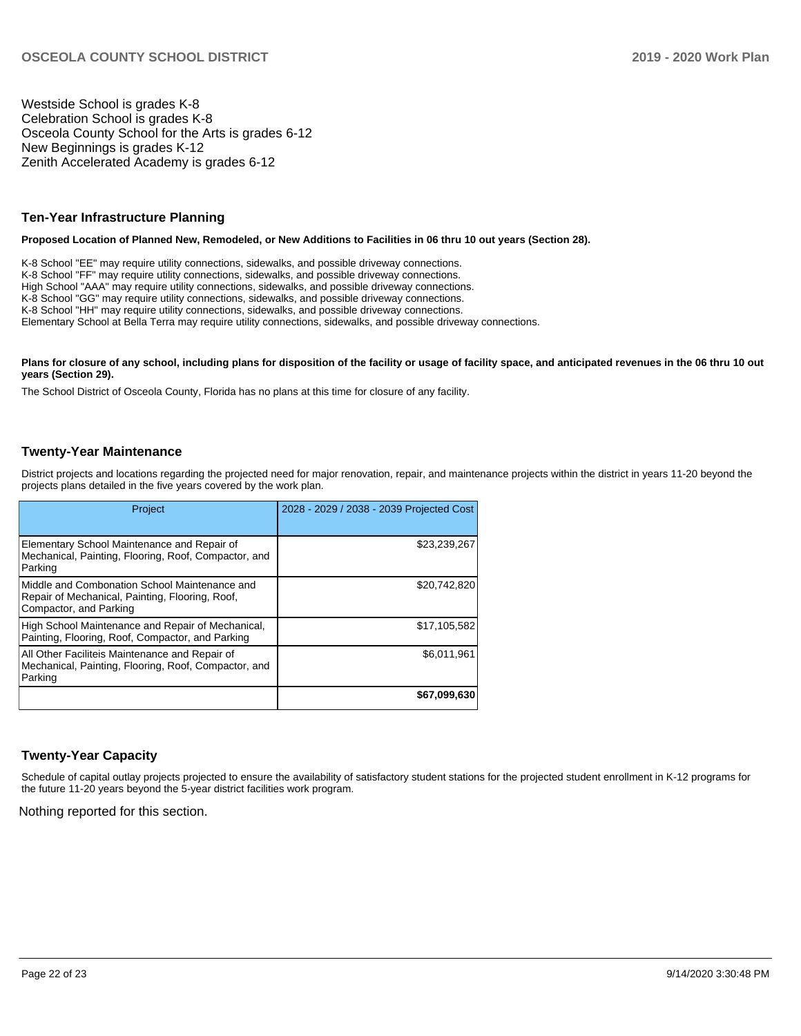Westside School is grades K-8
Celebration School is grades K-8
Osceola County School for the Arts is grades 6-12
New Beginnings is grades K-12
Zenith Accelerated Academy is grades 6-12

## Ten-Year Infrastructure Planning

**Proposed Location of Planned New, Remodeled, or New Additions to Facilities in 06 thru 10 out years (Section 28).**

K-8 School "EE" may require utility connections, sidewalks, and possible driveway connections.
K-8 School "FF" may require utility connections, sidewalks, and possible driveway connections.
High School "AAA" may require utility connections, sidewalks, and possible driveway connections.
K-8 School "GG" may require utility connections, sidewalks, and possible driveway connections.
K-8 School "HH" may require utility connections, sidewalks, and possible driveway connections.
Elementary School at Bella Terra may require utility connections, sidewalks, and possible driveway connections.

**Plans for closure of any school, including plans for disposition of the facility or usage of facility space, and anticipated revenues in the 06 thru 10 out years (Section 29).**

The School District of Osceola County, Florida has no plans at this time for closure of any facility.

## Twenty-Year Maintenance

District projects and locations regarding the projected need for major renovation, repair, and maintenance projects within the district in years 11-20 beyond the projects plans detailed in the five years covered by the work plan.

| Project | 2028 - 2029 / 2038 - 2039 Projected Cost |
|---|---|
| Elementary School Maintenance and Repair of Mechanical, Painting, Flooring, Roof, Compactor, and Parking | $23,239,267 |
| Middle and Combonation School Maintenance and Repair of Mechanical, Painting, Flooring, Roof, Compactor, and Parking | $20,742,820 |
| High School Maintenance and Repair of Mechanical, Painting, Flooring, Roof, Compactor, and Parking | $17,105,582 |
| All Other Faciliteis Maintenance and Repair of Mechanical, Painting, Flooring, Roof, Compactor, and Parking | $6,011,961 |
| | **$67,099,630** |

## Twenty-Year Capacity

Schedule of capital outlay projects projected to ensure the availability of satisfactory student stations for the projected student enrollment in K-12 programs for the future 11-20 years beyond the 5-year district facilities work program.

Nothing reported for this section.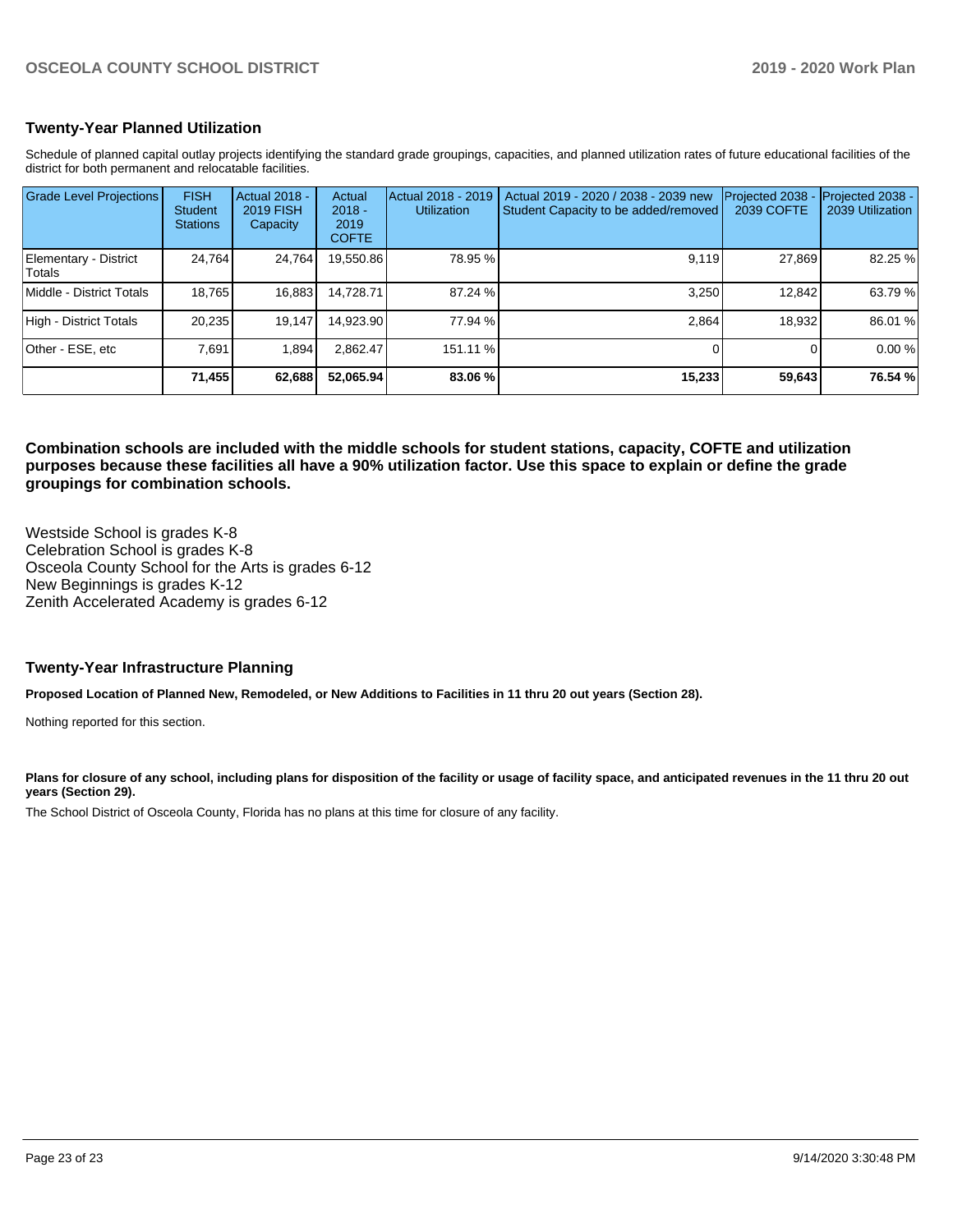## Twenty-Year Planned Utilization

Schedule of planned capital outlay projects identifying the standard grade groupings, capacities, and planned utilization rates of future educational facilities of the district for both permanent and relocatable facilities.

| Grade Level Projections | FISH Student Stations | Actual 2018 - 2019 FISH Capacity | Actual 2018 - 2019 COFTE | Actual 2018 - 2019 Utilization | Actual 2019 - 2020 / 2038 - 2039 new Student Capacity to be added/removed | Projected 2038 - 2039 COFTE | Projected 2038 - 2039 Utilization |
|---|---|---|---|---|---|---|---|
| Elementary - District Totals | 24,764 | 24,764 | 19,550.86 | 78.95 % | 9,119 | 27,869 | 82.25 % |
| Middle - District Totals | 18,765 | 16,883 | 14,728.71 | 87.24 % | 3,250 | 12,842 | 63.79 % |
| High - District Totals | 20,235 | 19,147 | 14,923.90 | 77.94 % | 2,864 | 18,932 | 86.01 % |
| Other - ESE, etc | 7,691 | 1,894 | 2,862.47 | 151.11 % | 0 | 0 | 0.00 % |
| | **71,455** | **62,688** | **52,065.94** | **83.06 %** | **15,233** | **59,643** | **76.54 %** |

**Combination schools are included with the middle schools for student stations, capacity, COFTE and utilization purposes because these facilities all have a 90% utilization factor. Use this space to explain or define the grade groupings for combination schools.**

Westside School is grades K-8
Celebration School is grades K-8
Osceola County School for the Arts is grades 6-12
New Beginnings is grades K-12
Zenith Accelerated Academy is grades 6-12

## Twenty-Year Infrastructure Planning

**Proposed Location of Planned New, Remodeled, or New Additions to Facilities in 11 thru 20 out years (Section 28).**

Nothing reported for this section.

**Plans for closure of any school, including plans for disposition of the facility or usage of facility space, and anticipated revenues in the 11 thru 20 out years (Section 29).**

The School District of Osceola County, Florida has no plans at this time for closure of any facility.